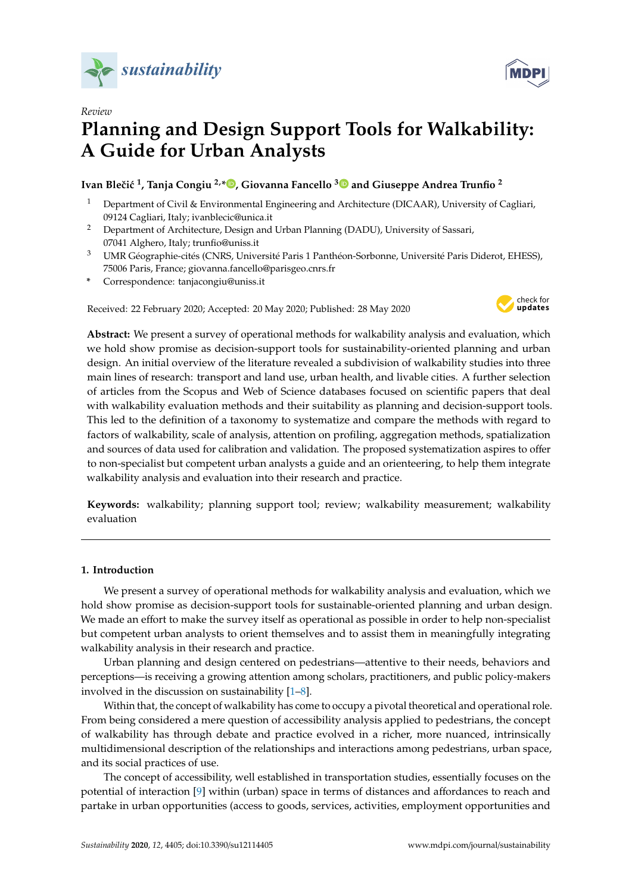*Review*

# Planning and Design Support Tools for Walkability: A Guide for Urban Analysts

**Ivan Blečić [1], Tanja Congiu [2,*], Giovanna Fancello [3] and Giuseppe Andrea Trunfio [2]**

[1] Department of Civil & Environmental Engineering and Architecture (DICAAR), University of Cagliari, 09124 Cagliari, Italy; ivanblecic@unica.it

[2] Department of Architecture, Design and Urban Planning (DADU), University of Sassari, 07041 Alghero, Italy; trunfio@uniss.it

[3] UMR Géographie-cités (CNRS, Université Paris 1 Panthéon-Sorbonne, Université Paris Diderot, EHESS), 75006 Paris, France; giovanna.fancello@parisgeo.cnrs.fr

\* Correspondence: tanjacongiu@uniss.it

Received: 22 February 2020; Accepted: 20 May 2020; Published: 28 May 2020

**Abstract:** We present a survey of operational methods for walkability analysis and evaluation, which we hold show promise as decision-support tools for sustainability-oriented planning and urban design. An initial overview of the literature revealed a subdivision of walkability studies into three main lines of research: transport and land use, urban health, and livable cities. A further selection of articles from the Scopus and Web of Science databases focused on scientific papers that deal with walkability evaluation methods and their suitability as planning and decision-support tools. This led to the definition of a taxonomy to systematize and compare the methods with regard to factors of walkability, scale of analysis, attention on profiling, aggregation methods, spatialization and sources of data used for calibration and validation. The proposed systematization aspires to offer to non-specialist but competent urban analysts a guide and an orienteering, to help them integrate walkability analysis and evaluation into their research and practice.

**Keywords:** walkability; planning support tool; review; walkability measurement; walkability evaluation

## 1. Introduction

We present a survey of operational methods for walkability analysis and evaluation, which we hold show promise as decision-support tools for sustainable-oriented planning and urban design. We made an effort to make the survey itself as operational as possible in order to help non-specialist but competent urban analysts to orient themselves and to assist them in meaningfully integrating walkability analysis in their research and practice.

Urban planning and design centered on pedestrians—attentive to their needs, behaviors and perceptions—is receiving a growing attention among scholars, practitioners, and public policy-makers involved in the discussion on sustainability [1–8].

Within that, the concept of walkability has come to occupy a pivotal theoretical and operational role. From being considered a mere question of accessibility analysis applied to pedestrians, the concept of walkability has through debate and practice evolved in a richer, more nuanced, intrinsically multidimensional description of the relationships and interactions among pedestrians, urban space, and its social practices of use.

The concept of accessibility, well established in transportation studies, essentially focuses on the potential of interaction [9] within (urban) space in terms of distances and affordances to reach and partake in urban opportunities (access to goods, services, activities, employment opportunities and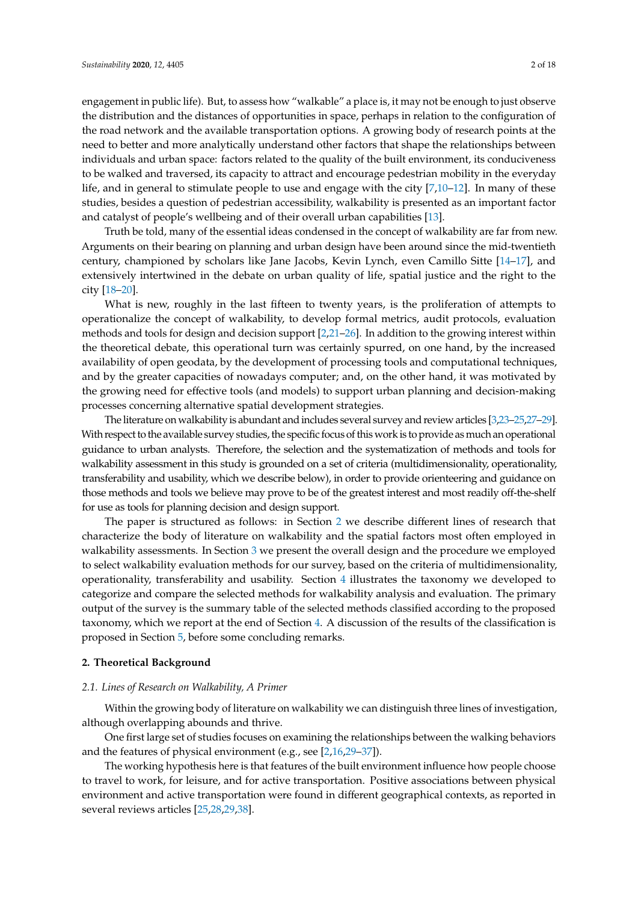engagement in public life). But, to assess how "walkable" a place is, it may not be enough to just observe the distribution and the distances of opportunities in space, perhaps in relation to the configuration of the road network and the available transportation options. A growing body of research points at the need to better and more analytically understand other factors that shape the relationships between individuals and urban space: factors related to the quality of the built environment, its conduciveness to be walked and traversed, its capacity to attract and encourage pedestrian mobility in the everyday life, and in general to stimulate people to use and engage with the city [7,10–12]. In many of these studies, besides a question of pedestrian accessibility, walkability is presented as an important factor and catalyst of people's wellbeing and of their overall urban capabilities [13].

Truth be told, many of the essential ideas condensed in the concept of walkability are far from new. Arguments on their bearing on planning and urban design have been around since the mid-twentieth century, championed by scholars like Jane Jacobs, Kevin Lynch, even Camillo Sitte [14–17], and extensively intertwined in the debate on urban quality of life, spatial justice and the right to the city [18–20].

What is new, roughly in the last fifteen to twenty years, is the proliferation of attempts to operationalize the concept of walkability, to develop formal metrics, audit protocols, evaluation methods and tools for design and decision support [2,21–26]. In addition to the growing interest within the theoretical debate, this operational turn was certainly spurred, on one hand, by the increased availability of open geodata, by the development of processing tools and computational techniques, and by the greater capacities of nowadays computer; and, on the other hand, it was motivated by the growing need for effective tools (and models) to support urban planning and decision-making processes concerning alternative spatial development strategies.

The literature on walkability is abundant and includes several survey and review articles [3,23–25,27–29]. With respect to the available survey studies, the specific focus of this work is to provide as much an operational guidance to urban analysts. Therefore, the selection and the systematization of methods and tools for walkability assessment in this study is grounded on a set of criteria (multidimensionality, operationality, transferability and usability, which we describe below), in order to provide orienteering and guidance on those methods and tools we believe may prove to be of the greatest interest and most readily off-the-shelf for use as tools for planning decision and design support.

The paper is structured as follows: in Section 2 we describe different lines of research that characterize the body of literature on walkability and the spatial factors most often employed in walkability assessments. In Section 3 we present the overall design and the procedure we employed to select walkability evaluation methods for our survey, based on the criteria of multidimensionality, operationality, transferability and usability. Section 4 illustrates the taxonomy we developed to categorize and compare the selected methods for walkability analysis and evaluation. The primary output of the survey is the summary table of the selected methods classified according to the proposed taxonomy, which we report at the end of Section 4. A discussion of the results of the classification is proposed in Section 5, before some concluding remarks.

## 2. Theoretical Background

### 2.1. Lines of Research on Walkability, A Primer

Within the growing body of literature on walkability we can distinguish three lines of investigation, although overlapping abounds and thrive.

One first large set of studies focuses on examining the relationships between the walking behaviors and the features of physical environment (e.g., see [2,16,29–37]).

The working hypothesis here is that features of the built environment influence how people choose to travel to work, for leisure, and for active transportation. Positive associations between physical environment and active transportation were found in different geographical contexts, as reported in several reviews articles [25,28,29,38].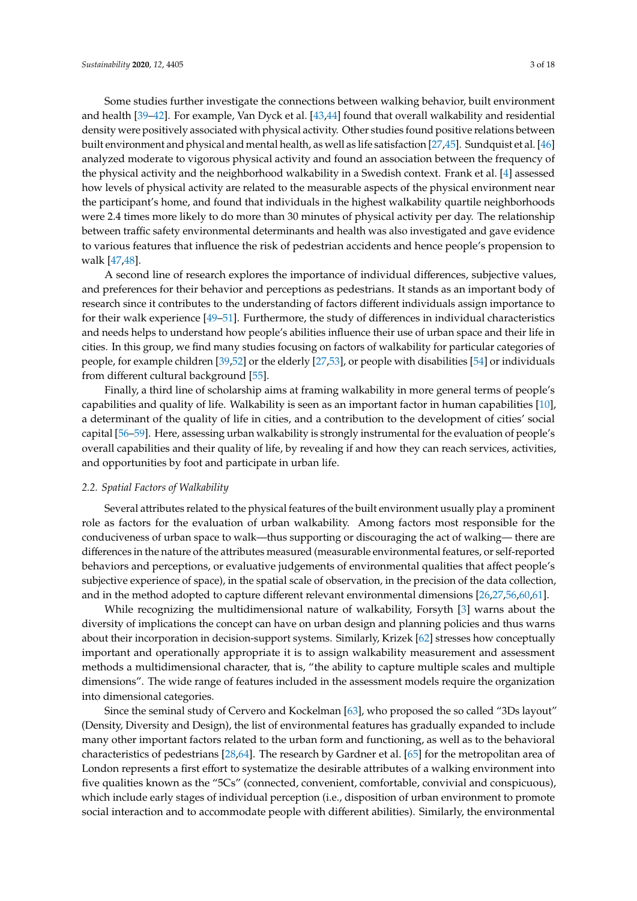Some studies further investigate the connections between walking behavior, built environment and health [39–42]. For example, Van Dyck et al. [43,44] found that overall walkability and residential density were positively associated with physical activity. Other studies found positive relations between built environment and physical and mental health, as well as life satisfaction [27,45]. Sundquist et al. [46] analyzed moderate to vigorous physical activity and found an association between the frequency of the physical activity and the neighborhood walkability in a Swedish context. Frank et al. [4] assessed how levels of physical activity are related to the measurable aspects of the physical environment near the participant's home, and found that individuals in the highest walkability quartile neighborhoods were 2.4 times more likely to do more than 30 minutes of physical activity per day. The relationship between traffic safety environmental determinants and health was also investigated and gave evidence to various features that influence the risk of pedestrian accidents and hence people's propension to walk [47,48].

A second line of research explores the importance of individual differences, subjective values, and preferences for their behavior and perceptions as pedestrians. It stands as an important body of research since it contributes to the understanding of factors different individuals assign importance to for their walk experience [49–51]. Furthermore, the study of differences in individual characteristics and needs helps to understand how people's abilities influence their use of urban space and their life in cities. In this group, we find many studies focusing on factors of walkability for particular categories of people, for example children [39,52] or the elderly [27,53], or people with disabilities [54] or individuals from different cultural background [55].

Finally, a third line of scholarship aims at framing walkability in more general terms of people's capabilities and quality of life. Walkability is seen as an important factor in human capabilities [10], a determinant of the quality of life in cities, and a contribution to the development of cities' social capital [56–59]. Here, assessing urban walkability is strongly instrumental for the evaluation of people's overall capabilities and their quality of life, by revealing if and how they can reach services, activities, and opportunities by foot and participate in urban life.

### 2.2. Spatial Factors of Walkability

Several attributes related to the physical features of the built environment usually play a prominent role as factors for the evaluation of urban walkability. Among factors most responsible for the conduciveness of urban space to walk—thus supporting or discouraging the act of walking— there are differences in the nature of the attributes measured (measurable environmental features, or self-reported behaviors and perceptions, or evaluative judgements of environmental qualities that affect people's subjective experience of space), in the spatial scale of observation, in the precision of the data collection, and in the method adopted to capture different relevant environmental dimensions [26,27,56,60,61].

While recognizing the multidimensional nature of walkability, Forsyth [3] warns about the diversity of implications the concept can have on urban design and planning policies and thus warns about their incorporation in decision-support systems. Similarly, Krizek [62] stresses how conceptually important and operationally appropriate it is to assign walkability measurement and assessment methods a multidimensional character, that is, "the ability to capture multiple scales and multiple dimensions". The wide range of features included in the assessment models require the organization into dimensional categories.

Since the seminal study of Cervero and Kockelman [63], who proposed the so called "3Ds layout" (Density, Diversity and Design), the list of environmental features has gradually expanded to include many other important factors related to the urban form and functioning, as well as to the behavioral characteristics of pedestrians [28,64]. The research by Gardner et al. [65] for the metropolitan area of London represents a first effort to systematize the desirable attributes of a walking environment into five qualities known as the "5Cs" (connected, convenient, comfortable, convivial and conspicuous), which include early stages of individual perception (i.e., disposition of urban environment to promote social interaction and to accommodate people with different abilities). Similarly, the environmental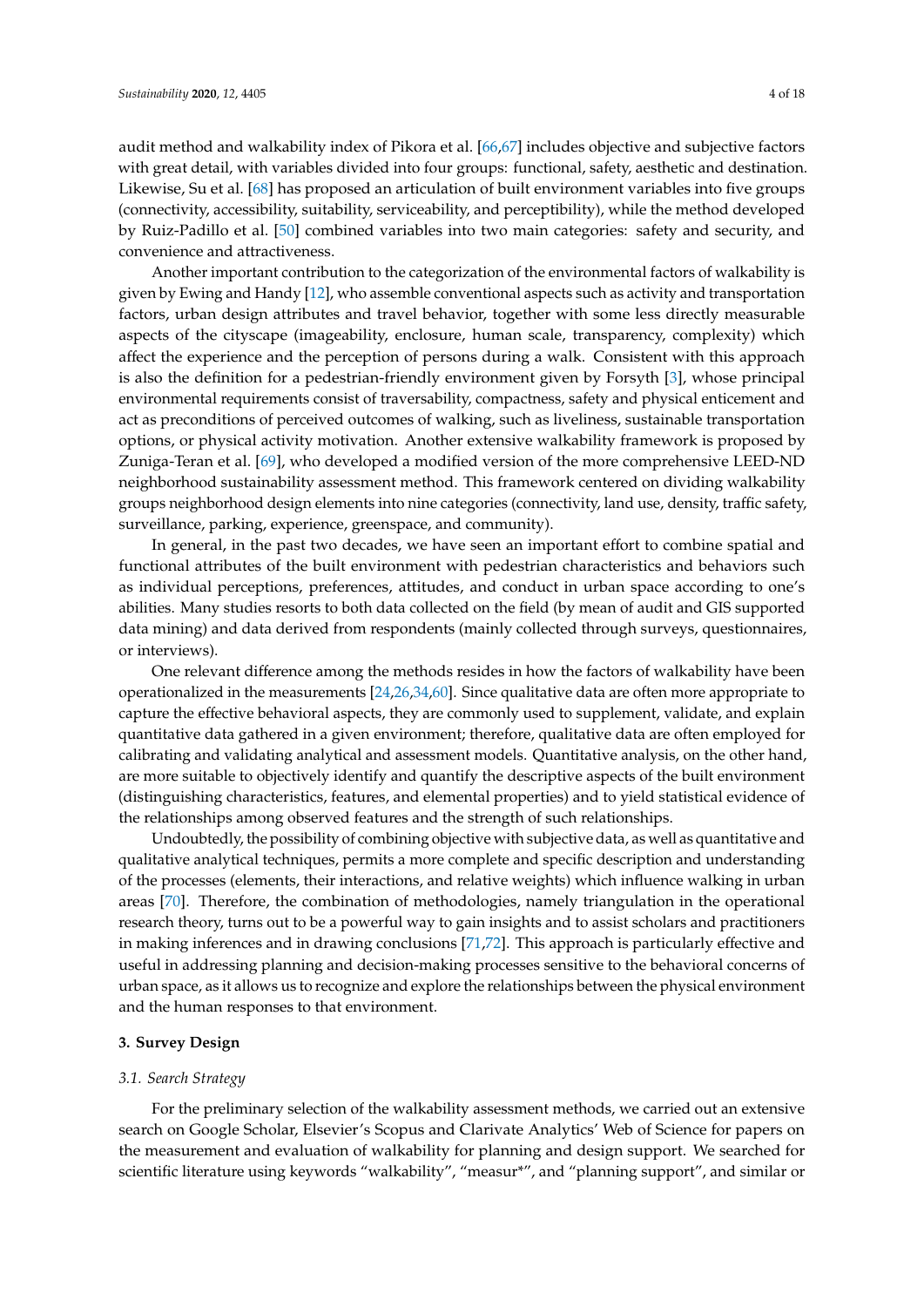audit method and walkability index of Pikora et al. [66,67] includes objective and subjective factors with great detail, with variables divided into four groups: functional, safety, aesthetic and destination. Likewise, Su et al. [68] has proposed an articulation of built environment variables into five groups (connectivity, accessibility, suitability, serviceability, and perceptibility), while the method developed by Ruiz-Padillo et al. [50] combined variables into two main categories: safety and security, and convenience and attractiveness.

Another important contribution to the categorization of the environmental factors of walkability is given by Ewing and Handy [12], who assemble conventional aspects such as activity and transportation factors, urban design attributes and travel behavior, together with some less directly measurable aspects of the cityscape (imageability, enclosure, human scale, transparency, complexity) which affect the experience and the perception of persons during a walk. Consistent with this approach is also the definition for a pedestrian-friendly environment given by Forsyth [3], whose principal environmental requirements consist of traversability, compactness, safety and physical enticement and act as preconditions of perceived outcomes of walking, such as liveliness, sustainable transportation options, or physical activity motivation. Another extensive walkability framework is proposed by Zuniga-Teran et al. [69], who developed a modified version of the more comprehensive LEED-ND neighborhood sustainability assessment method. This framework centered on dividing walkability groups neighborhood design elements into nine categories (connectivity, land use, density, traffic safety, surveillance, parking, experience, greenspace, and community).

In general, in the past two decades, we have seen an important effort to combine spatial and functional attributes of the built environment with pedestrian characteristics and behaviors such as individual perceptions, preferences, attitudes, and conduct in urban space according to one's abilities. Many studies resorts to both data collected on the field (by mean of audit and GIS supported data mining) and data derived from respondents (mainly collected through surveys, questionnaires, or interviews).

One relevant difference among the methods resides in how the factors of walkability have been operationalized in the measurements [24,26,34,60]. Since qualitative data are often more appropriate to capture the effective behavioral aspects, they are commonly used to supplement, validate, and explain quantitative data gathered in a given environment; therefore, qualitative data are often employed for calibrating and validating analytical and assessment models. Quantitative analysis, on the other hand, are more suitable to objectively identify and quantify the descriptive aspects of the built environment (distinguishing characteristics, features, and elemental properties) and to yield statistical evidence of the relationships among observed features and the strength of such relationships.

Undoubtedly, the possibility of combining objective with subjective data, as well as quantitative and qualitative analytical techniques, permits a more complete and specific description and understanding of the processes (elements, their interactions, and relative weights) which influence walking in urban areas [70]. Therefore, the combination of methodologies, namely triangulation in the operational research theory, turns out to be a powerful way to gain insights and to assist scholars and practitioners in making inferences and in drawing conclusions [71,72]. This approach is particularly effective and useful in addressing planning and decision-making processes sensitive to the behavioral concerns of urban space, as it allows us to recognize and explore the relationships between the physical environment and the human responses to that environment.

## 3. Survey Design

### *3.1. Search Strategy*

For the preliminary selection of the walkability assessment methods, we carried out an extensive search on Google Scholar, Elsevier's Scopus and Clarivate Analytics' Web of Science for papers on the measurement and evaluation of walkability for planning and design support. We searched for scientific literature using keywords "walkability", "measur*", and "planning support", and similar or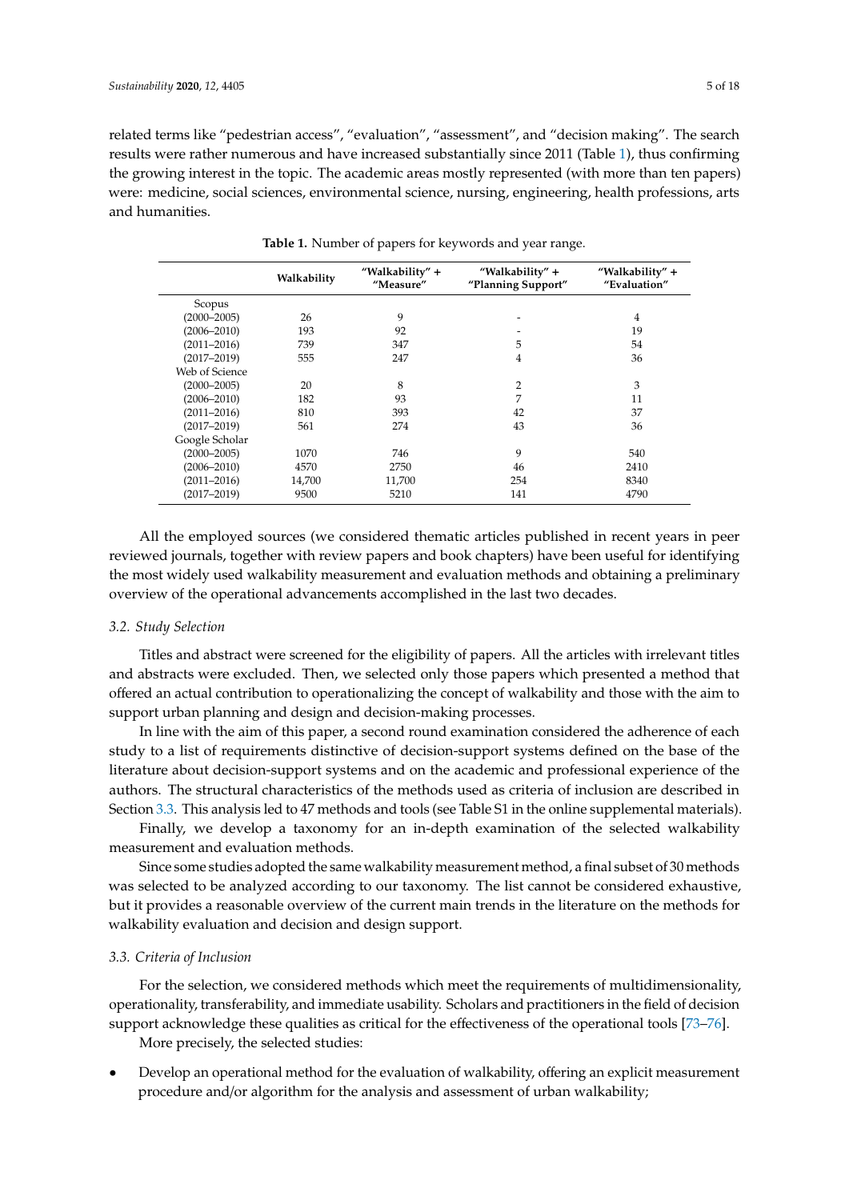related terms like "pedestrian access", "evaluation", "assessment", and "decision making". The search results were rather numerous and have increased substantially since 2011 (Table 1), thus confirming the growing interest in the topic. The academic areas mostly represented (with more than ten papers) were: medicine, social sciences, environmental science, nursing, engineering, health professions, arts and humanities.

**Table 1.** Number of papers for keywords and year range.

| | Walkability | "Walkability" + "Measure" | "Walkability" + "Planning Support" | "Walkability" + "Evaluation" |
|---|---|---|---|---|
| Scopus | | | | |
| (2000–2005) | 26 | 9 | - | 4 |
| (2006–2010) | 193 | 92 | - | 19 |
| (2011–2016) | 739 | 347 | 5 | 54 |
| (2017–2019) | 555 | 247 | 4 | 36 |
| Web of Science | | | | |
| (2000–2005) | 20 | 8 | 2 | 3 |
| (2006–2010) | 182 | 93 | 7 | 11 |
| (2011–2016) | 810 | 393 | 42 | 37 |
| (2017–2019) | 561 | 274 | 43 | 36 |
| Google Scholar | | | | |
| (2000–2005) | 1070 | 746 | 9 | 540 |
| (2006–2010) | 4570 | 2750 | 46 | 2410 |
| (2011–2016) | 14,700 | 11,700 | 254 | 8340 |
| (2017–2019) | 9500 | 5210 | 141 | 4790 |

All the employed sources (we considered thematic articles published in recent years in peer reviewed journals, together with review papers and book chapters) have been useful for identifying the most widely used walkability measurement and evaluation methods and obtaining a preliminary overview of the operational advancements accomplished in the last two decades.

### *3.2. Study Selection*

Titles and abstract were screened for the eligibility of papers. All the articles with irrelevant titles and abstracts were excluded. Then, we selected only those papers which presented a method that offered an actual contribution to operationalizing the concept of walkability and those with the aim to support urban planning and design and decision-making processes.

In line with the aim of this paper, a second round examination considered the adherence of each study to a list of requirements distinctive of decision-support systems defined on the base of the literature about decision-support systems and on the academic and professional experience of the authors. The structural characteristics of the methods used as criteria of inclusion are described in Section 3.3. This analysis led to 47 methods and tools (see Table S1 in the online supplemental materials).

Finally, we develop a taxonomy for an in-depth examination of the selected walkability measurement and evaluation methods.

Since some studies adopted the same walkability measurement method, a final subset of 30 methods was selected to be analyzed according to our taxonomy. The list cannot be considered exhaustive, but it provides a reasonable overview of the current main trends in the literature on the methods for walkability evaluation and decision and design support.

### *3.3. Criteria of Inclusion*

For the selection, we considered methods which meet the requirements of multidimensionality, operationality, transferability, and immediate usability. Scholars and practitioners in the field of decision support acknowledge these qualities as critical for the effectiveness of the operational tools [73–76].

More precisely, the selected studies:

- Develop an operational method for the evaluation of walkability, offering an explicit measurement procedure and/or algorithm for the analysis and assessment of urban walkability;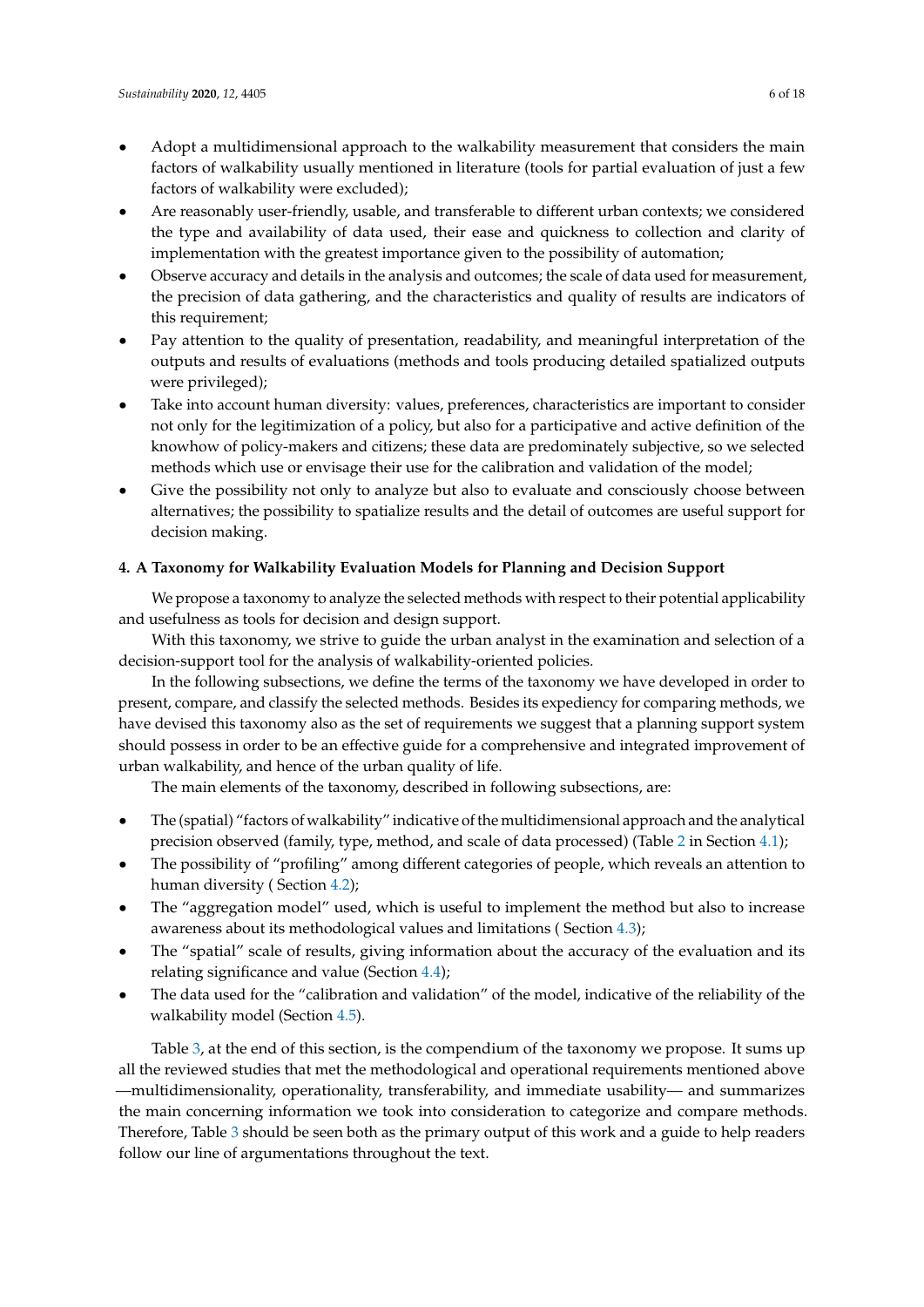- Adopt a multidimensional approach to the walkability measurement that considers the main factors of walkability usually mentioned in literature (tools for partial evaluation of just a few factors of walkability were excluded);
- Are reasonably user-friendly, usable, and transferable to different urban contexts; we considered the type and availability of data used, their ease and quickness to collection and clarity of implementation with the greatest importance given to the possibility of automation;
- Observe accuracy and details in the analysis and outcomes; the scale of data used for measurement, the precision of data gathering, and the characteristics and quality of results are indicators of this requirement;
- Pay attention to the quality of presentation, readability, and meaningful interpretation of the outputs and results of evaluations (methods and tools producing detailed spatialized outputs were privileged);
- Take into account human diversity: values, preferences, characteristics are important to consider not only for the legitimization of a policy, but also for a participative and active definition of the knowhow of policy-makers and citizens; these data are predominately subjective, so we selected methods which use or envisage their use for the calibration and validation of the model;
- Give the possibility not only to analyze but also to evaluate and consciously choose between alternatives; the possibility to spatialize results and the detail of outcomes are useful support for decision making.

## 4. A Taxonomy for Walkability Evaluation Models for Planning and Decision Support

We propose a taxonomy to analyze the selected methods with respect to their potential applicability and usefulness as tools for decision and design support.

With this taxonomy, we strive to guide the urban analyst in the examination and selection of a decision-support tool for the analysis of walkability-oriented policies.

In the following subsections, we define the terms of the taxonomy we have developed in order to present, compare, and classify the selected methods. Besides its expediency for comparing methods, we have devised this taxonomy also as the set of requirements we suggest that a planning support system should possess in order to be an effective guide for a comprehensive and integrated improvement of urban walkability, and hence of the urban quality of life.

The main elements of the taxonomy, described in following subsections, are:

- The (spatial) "factors of walkability" indicative of the multidimensional approach and the analytical precision observed (family, type, method, and scale of data processed) (Table 2 in Section 4.1);
- The possibility of "profiling" among different categories of people, which reveals an attention to human diversity ( Section 4.2);
- The "aggregation model" used, which is useful to implement the method but also to increase awareness about its methodological values and limitations ( Section 4.3);
- The "spatial" scale of results, giving information about the accuracy of the evaluation and its relating significance and value (Section 4.4);
- The data used for the "calibration and validation" of the model, indicative of the reliability of the walkability model (Section 4.5).

Table 3, at the end of this section, is the compendium of the taxonomy we propose. It sums up all the reviewed studies that met the methodological and operational requirements mentioned above —multidimensionality, operationality, transferability, and immediate usability— and summarizes the main concerning information we took into consideration to categorize and compare methods. Therefore, Table 3 should be seen both as the primary output of this work and a guide to help readers follow our line of argumentations throughout the text.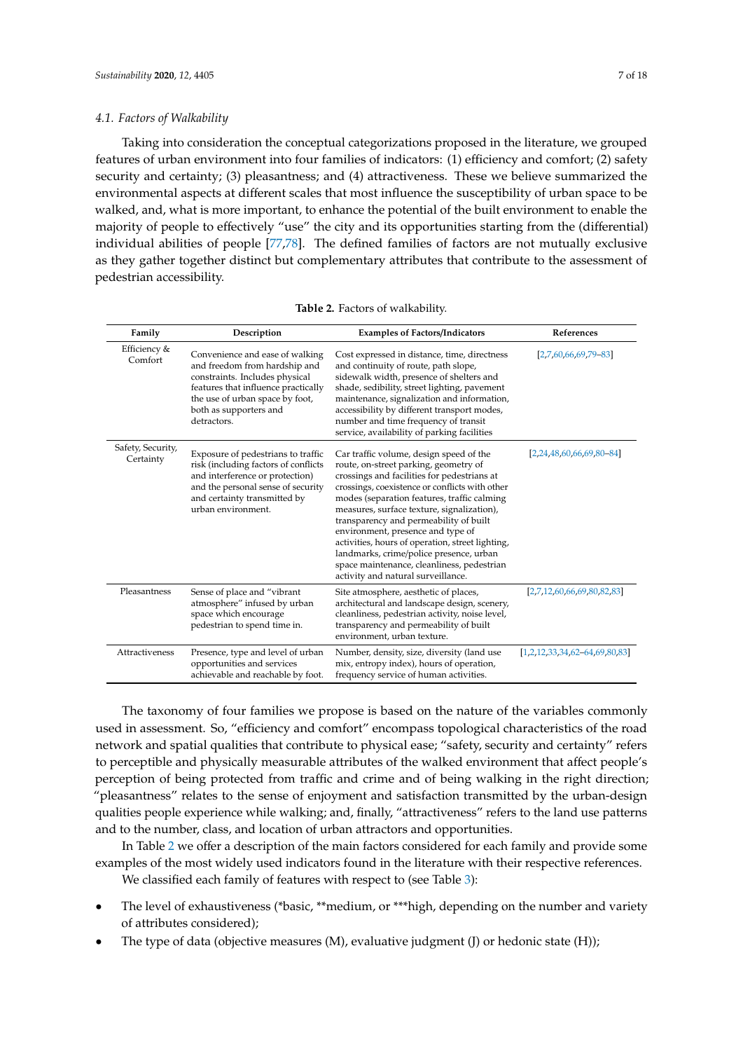### 4.1. Factors of Walkability

Taking into consideration the conceptual categorizations proposed in the literature, we grouped features of urban environment into four families of indicators: (1) efficiency and comfort; (2) safety security and certainty; (3) pleasantness; and (4) attractiveness. These we believe summarized the environmental aspects at different scales that most influence the susceptibility of urban space to be walked, and, what is more important, to enhance the potential of the built environment to enable the majority of people to effectively "use" the city and its opportunities starting from the (differential) individual abilities of people [77,78]. The defined families of factors are not mutually exclusive as they gather together distinct but complementary attributes that contribute to the assessment of pedestrian accessibility.

**Table 2.** Factors of walkability.

| Family | Description | Examples of Factors/Indicators | References |
|---|---|---|---|
| Efficiency & Comfort | Convenience and ease of walking and freedom from hardship and constraints. Includes physical features that influence practically the use of urban space by foot, both as supporters and detractors. | Cost expressed in distance, time, directness and continuity of route, path slope, sidewalk width, presence of shelters and shade, sedibility, street lighting, pavement maintenance, signalization and information, accessibility by different transport modes, number and time frequency of transit service, availability of parking facilities | [2,7,60,66,69,79–83] |
| Safety, Security, Certainty | Exposure of pedestrians to traffic risk (including factors of conflicts and interference or protection) and the personal sense of security and certainty transmitted by urban environment. | Car traffic volume, design speed of the route, on-street parking, geometry of crossings and facilities for pedestrians at crossings, coexistence or conflicts with other modes (separation features, traffic calming measures, surface texture, signalization), transparency and permeability of built environment, presence and type of activities, hours of operation, street lighting, landmarks, crime/police presence, urban space maintenance, cleanliness, pedestrian activity and natural surveillance. | [2,24,48,60,66,69,80–84] |
| Pleasantness | Sense of place and "vibrant atmosphere" infused by urban space which encourage pedestrian to spend time in. | Site atmosphere, aesthetic of places, architectural and landscape design, scenery, cleanliness, pedestrian activity, noise level, transparency and permeability of built environment, urban texture. | [2,7,12,60,66,69,80,82,83] |
| Attractiveness | Presence, type and level of urban opportunities and services achievable and reachable by foot. | Number, density, size, diversity (land use mix, entropy index), hours of operation, frequency service of human activities. | [1,2,12,33,34,62–64,69,80,83] |

The taxonomy of four families we propose is based on the nature of the variables commonly used in assessment. So, "efficiency and comfort" encompass topological characteristics of the road network and spatial qualities that contribute to physical ease; "safety, security and certainty" refers to perceptible and physically measurable attributes of the walked environment that affect people's perception of being protected from traffic and crime and of being walking in the right direction; "pleasantness" relates to the sense of enjoyment and satisfaction transmitted by the urban-design qualities people experience while walking; and, finally, "attractiveness" refers to the land use patterns and to the number, class, and location of urban attractors and opportunities.

In Table 2 we offer a description of the main factors considered for each family and provide some examples of the most widely used indicators found in the literature with their respective references.

We classified each family of features with respect to (see Table 3):

- The level of exhaustiveness (*basic, **medium, or ***high, depending on the number and variety of attributes considered);
- The type of data (objective measures (M), evaluative judgment (J) or hedonic state (H));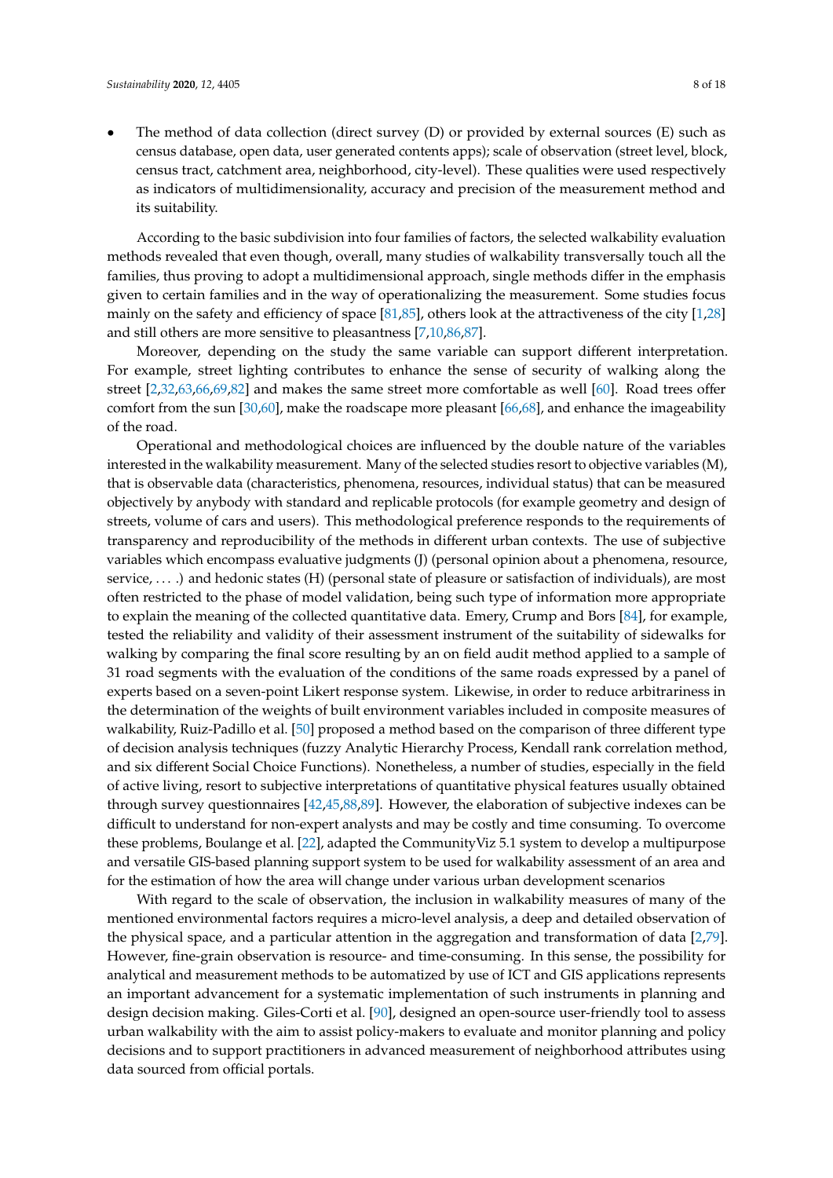- The method of data collection (direct survey (D) or provided by external sources (E) such as census database, open data, user generated contents apps); scale of observation (street level, block, census tract, catchment area, neighborhood, city-level). These qualities were used respectively as indicators of multidimensionality, accuracy and precision of the measurement method and its suitability.

According to the basic subdivision into four families of factors, the selected walkability evaluation methods revealed that even though, overall, many studies of walkability transversally touch all the families, thus proving to adopt a multidimensional approach, single methods differ in the emphasis given to certain families and in the way of operationalizing the measurement. Some studies focus mainly on the safety and efficiency of space [81,85], others look at the attractiveness of the city [1,28] and still others are more sensitive to pleasantness [7,10,86,87].

Moreover, depending on the study the same variable can support different interpretation. For example, street lighting contributes to enhance the sense of security of walking along the street [2,32,63,66,69,82] and makes the same street more comfortable as well [60]. Road trees offer comfort from the sun [30,60], make the roadscape more pleasant [66,68], and enhance the imageability of the road.

Operational and methodological choices are influenced by the double nature of the variables interested in the walkability measurement. Many of the selected studies resort to objective variables (M), that is observable data (characteristics, phenomena, resources, individual status) that can be measured objectively by anybody with standard and replicable protocols (for example geometry and design of streets, volume of cars and users). This methodological preference responds to the requirements of transparency and reproducibility of the methods in different urban contexts. The use of subjective variables which encompass evaluative judgments (J) (personal opinion about a phenomena, resource, service, . . . .) and hedonic states (H) (personal state of pleasure or satisfaction of individuals), are most often restricted to the phase of model validation, being such type of information more appropriate to explain the meaning of the collected quantitative data. Emery, Crump and Bors [84], for example, tested the reliability and validity of their assessment instrument of the suitability of sidewalks for walking by comparing the final score resulting by an on field audit method applied to a sample of 31 road segments with the evaluation of the conditions of the same roads expressed by a panel of experts based on a seven-point Likert response system. Likewise, in order to reduce arbitrariness in the determination of the weights of built environment variables included in composite measures of walkability, Ruiz-Padillo et al. [50] proposed a method based on the comparison of three different type of decision analysis techniques (fuzzy Analytic Hierarchy Process, Kendall rank correlation method, and six different Social Choice Functions). Nonetheless, a number of studies, especially in the field of active living, resort to subjective interpretations of quantitative physical features usually obtained through survey questionnaires [42,45,88,89]. However, the elaboration of subjective indexes can be difficult to understand for non-expert analysts and may be costly and time consuming. To overcome these problems, Boulange et al. [22], adapted the CommunityViz 5.1 system to develop a multipurpose and versatile GIS-based planning support system to be used for walkability assessment of an area and for the estimation of how the area will change under various urban development scenarios

With regard to the scale of observation, the inclusion in walkability measures of many of the mentioned environmental factors requires a micro-level analysis, a deep and detailed observation of the physical space, and a particular attention in the aggregation and transformation of data [2,79]. However, fine-grain observation is resource- and time-consuming. In this sense, the possibility for analytical and measurement methods to be automatized by use of ICT and GIS applications represents an important advancement for a systematic implementation of such instruments in planning and design decision making. Giles-Corti et al. [90], designed an open-source user-friendly tool to assess urban walkability with the aim to assist policy-makers to evaluate and monitor planning and policy decisions and to support practitioners in advanced measurement of neighborhood attributes using data sourced from official portals.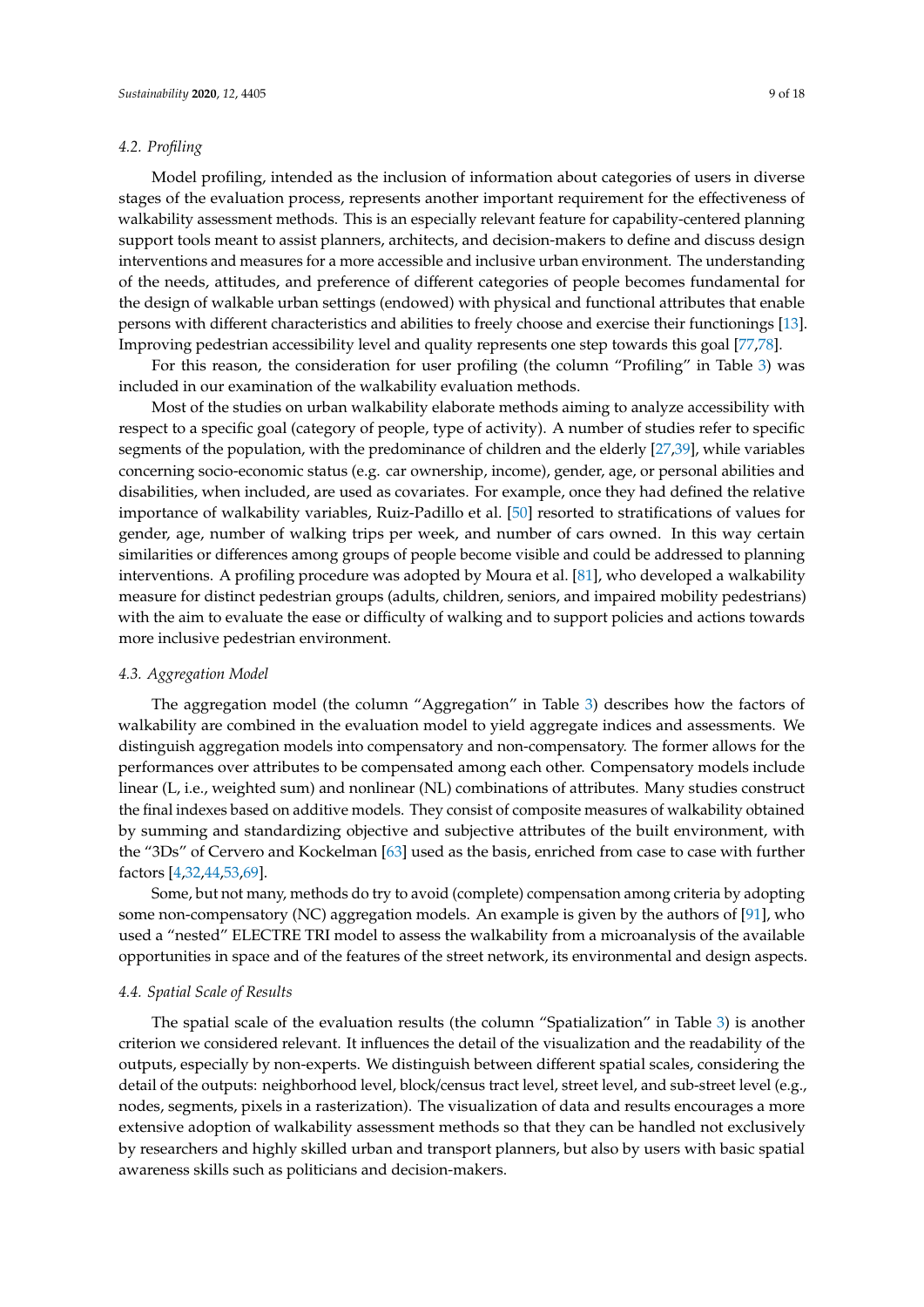### 4.2. *Profiling*

Model profiling, intended as the inclusion of information about categories of users in diverse stages of the evaluation process, represents another important requirement for the effectiveness of walkability assessment methods. This is an especially relevant feature for capability-centered planning support tools meant to assist planners, architects, and decision-makers to define and discuss design interventions and measures for a more accessible and inclusive urban environment. The understanding of the needs, attitudes, and preference of different categories of people becomes fundamental for the design of walkable urban settings (endowed) with physical and functional attributes that enable persons with different characteristics and abilities to freely choose and exercise their functionings [13]. Improving pedestrian accessibility level and quality represents one step towards this goal [77,78].

For this reason, the consideration for user profiling (the column "Profiling" in Table 3) was included in our examination of the walkability evaluation methods.

Most of the studies on urban walkability elaborate methods aiming to analyze accessibility with respect to a specific goal (category of people, type of activity). A number of studies refer to specific segments of the population, with the predominance of children and the elderly [27,39], while variables concerning socio-economic status (e.g. car ownership, income), gender, age, or personal abilities and disabilities, when included, are used as covariates. For example, once they had defined the relative importance of walkability variables, Ruiz-Padillo et al. [50] resorted to stratifications of values for gender, age, number of walking trips per week, and number of cars owned. In this way certain similarities or differences among groups of people become visible and could be addressed to planning interventions. A profiling procedure was adopted by Moura et al. [81], who developed a walkability measure for distinct pedestrian groups (adults, children, seniors, and impaired mobility pedestrians) with the aim to evaluate the ease or difficulty of walking and to support policies and actions towards more inclusive pedestrian environment.

### 4.3. *Aggregation Model*

The aggregation model (the column "Aggregation" in Table 3) describes how the factors of walkability are combined in the evaluation model to yield aggregate indices and assessments. We distinguish aggregation models into compensatory and non-compensatory. The former allows for the performances over attributes to be compensated among each other. Compensatory models include linear (L, i.e., weighted sum) and nonlinear (NL) combinations of attributes. Many studies construct the final indexes based on additive models. They consist of composite measures of walkability obtained by summing and standardizing objective and subjective attributes of the built environment, with the "3Ds" of Cervero and Kockelman [63] used as the basis, enriched from case to case with further factors [4,32,44,53,69].

Some, but not many, methods do try to avoid (complete) compensation among criteria by adopting some non-compensatory (NC) aggregation models. An example is given by the authors of [91], who used a "nested" ELECTRE TRI model to assess the walkability from a microanalysis of the available opportunities in space and of the features of the street network, its environmental and design aspects.

### 4.4. *Spatial Scale of Results*

The spatial scale of the evaluation results (the column "Spatialization" in Table 3) is another criterion we considered relevant. It influences the detail of the visualization and the readability of the outputs, especially by non-experts. We distinguish between different spatial scales, considering the detail of the outputs: neighborhood level, block/census tract level, street level, and sub-street level (e.g., nodes, segments, pixels in a rasterization). The visualization of data and results encourages a more extensive adoption of walkability assessment methods so that they can be handled not exclusively by researchers and highly skilled urban and transport planners, but also by users with basic spatial awareness skills such as politicians and decision-makers.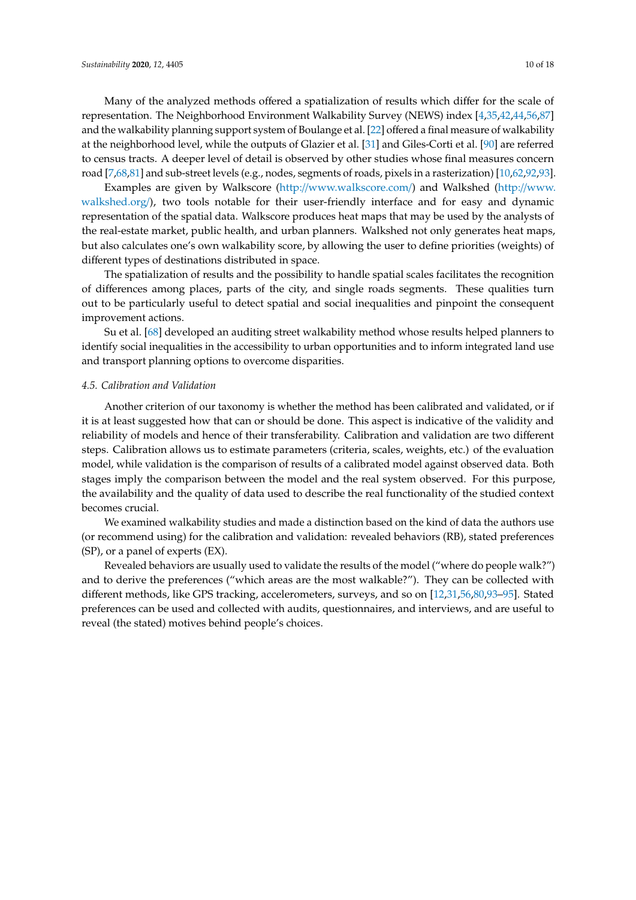Many of the analyzed methods offered a spatialization of results which differ for the scale of representation. The Neighborhood Environment Walkability Survey (NEWS) index [4,35,42,44,56,87] and the walkability planning support system of Boulange et al. [22] offered a final measure of walkability at the neighborhood level, while the outputs of Glazier et al. [31] and Giles-Corti et al. [90] are referred to census tracts. A deeper level of detail is observed by other studies whose final measures concern road [7,68,81] and sub-street levels (e.g., nodes, segments of roads, pixels in a rasterization) [10,62,92,93].

Examples are given by Walkscore (http://www.walkscore.com/) and Walkshed (http://www.walkshed.org/), two tools notable for their user-friendly interface and for easy and dynamic representation of the spatial data. Walkscore produces heat maps that may be used by the analysts of the real-estate market, public health, and urban planners. Walkshed not only generates heat maps, but also calculates one's own walkability score, by allowing the user to define priorities (weights) of different types of destinations distributed in space.

The spatialization of results and the possibility to handle spatial scales facilitates the recognition of differences among places, parts of the city, and single roads segments. These qualities turn out to be particularly useful to detect spatial and social inequalities and pinpoint the consequent improvement actions.

Su et al. [68] developed an auditing street walkability method whose results helped planners to identify social inequalities in the accessibility to urban opportunities and to inform integrated land use and transport planning options to overcome disparities.

### *4.5. Calibration and Validation*

Another criterion of our taxonomy is whether the method has been calibrated and validated, or if it is at least suggested how that can or should be done. This aspect is indicative of the validity and reliability of models and hence of their transferability. Calibration and validation are two different steps. Calibration allows us to estimate parameters (criteria, scales, weights, etc.) of the evaluation model, while validation is the comparison of results of a calibrated model against observed data. Both stages imply the comparison between the model and the real system observed. For this purpose, the availability and the quality of data used to describe the real functionality of the studied context becomes crucial.

We examined walkability studies and made a distinction based on the kind of data the authors use (or recommend using) for the calibration and validation: revealed behaviors (RB), stated preferences (SP), or a panel of experts (EX).

Revealed behaviors are usually used to validate the results of the model ("where do people walk?") and to derive the preferences ("which areas are the most walkable?"). They can be collected with different methods, like GPS tracking, accelerometers, surveys, and so on [12,31,56,80,93–95]. Stated preferences can be used and collected with audits, questionnaires, and interviews, and are useful to reveal (the stated) motives behind people's choices.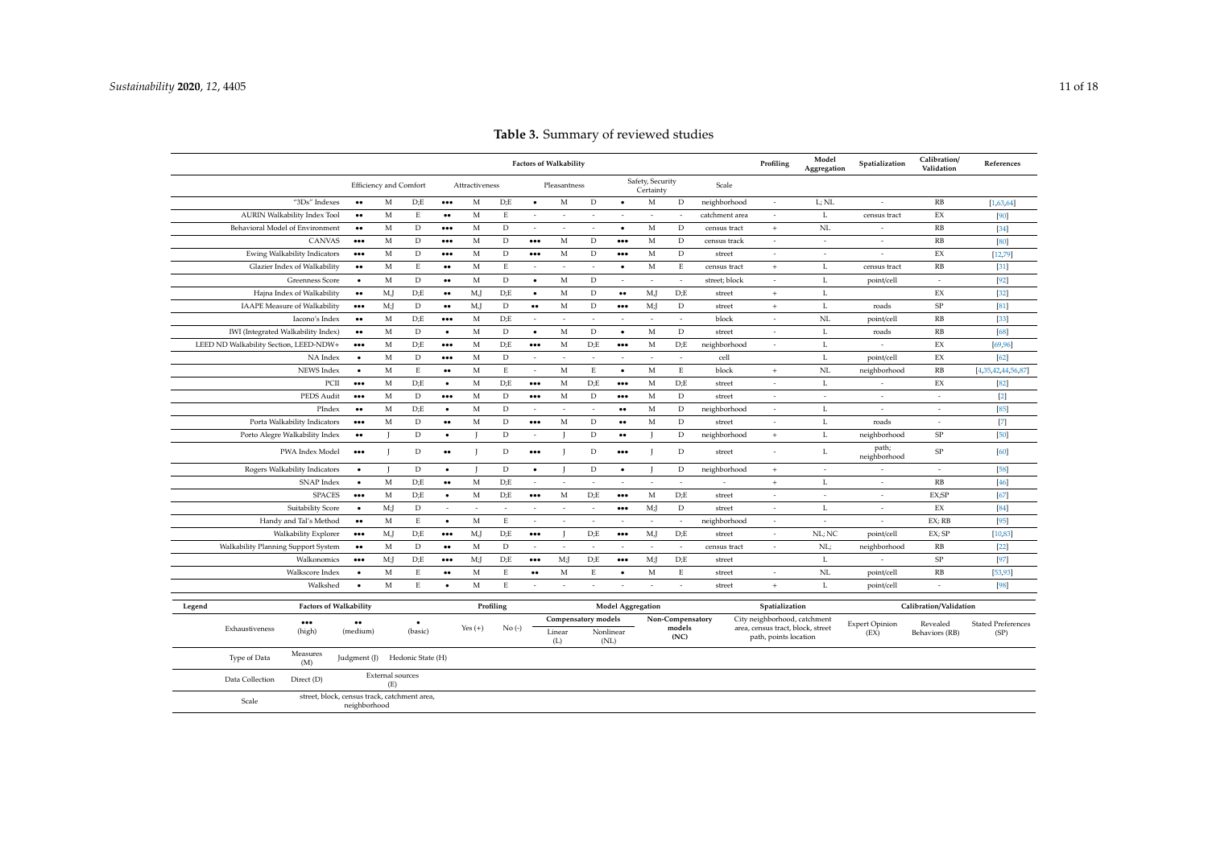**Table 3.** Summary of reviewed studies

| | Factors of Walkability | | | | | | | | | | | | | Profiling | Model Aggregation | Spatialization | Calibration/ Validation | References |
|---|---|---|---|---|---|---|---|---|---|---|---|---|---|---|---|---|---|---|
| | Efficiency and Comfort | | | Attractiveness | | | Pleasantness | | | Safety, Security Certainty | | | Scale | | | | | |
| "3Ds" Indexes | ●● | M | D;E | ●●● | M | D;E | ● | M | D | ● | M | D | neighborhood | - | L; NL | - | RB | [1,63,64] |
| AURIN Walkability Index Tool | ●● | M | E | ●● | M | E | - | - | - | - | - | - | catchment area | - | L | census tract | EX | [90] |
| Behavioral Model of Environment | ●● | M | D | ●●● | M | D | - | - | - | ● | M | D | census tract | + | NL | - | RB | [34] |
| CANVAS | ●●● | M | D | ●●● | M | D | ●●● | M | D | ●●● | M | D | census track | - | - | - | RB | [80] |
| Ewing Walkability Indicators | ●●● | M | D | ●●● | M | D | ●●● | M | D | ●●● | M | D | street | - | - | - | EX | [12,79] |
| Glazier Index of Walkability | ●● | M | E | ●● | M | E | - | - | - | ● | M | E | census tract | + | L | census tract | RB | [31] |
| Greenness Score | ● | M | D | ●● | M | D | ● | M | D | - | - | - | street; block | - | L | point/cell | - | [92] |
| Hajna Index of Walkability | ●● | M;J | D;E | ●● | M;J | D;E | ● | M | D | ●● | M;J | D;E | street | + | L | | EX | [32] |
| IAAPE Measure of Walkability | ●●● | M;J | D | ●● | M;J | D | ●● | M | D | ●●● | M;J | D | street | + | L | roads | SP | [81] |
| Iacono's Index | ●● | M | D;E | ●●● | M | D;E | - | - | - | - | - | - | block | - | NL | point/cell | RB | [33] |
| IWI (Integrated Walkability Index) | ●● | M | D | ● | M | D | ● | M | D | ● | M | D | street | - | L | roads | RB | [68] |
| LEED ND Walkability Section, LEED-NDW+ | ●●● | M | D;E | ●●● | M | D;E | ●●● | M | D;E | ●●● | M | D;E | neighborhood | - | L | - | EX | [69,96] |
| NA Index | ● | M | D | ●●● | M | D | - | - | - | - | - | - | cell | | L | point/cell | EX | [62] |
| NEWS Index | ● | M | E | ●● | M | E | - | M | E | ● | M | E | block | + | NL | neighborhood | RB | [4,35,42,44,56,87] |
| PCII | ●●● | M | D;E | ● | M | D;E | ●●● | M | D;E | ●●● | M | D;E | street | - | L | - | EX | [82] |
| PEDS Audit | ●●● | M | D | ●●● | M | D | ●●● | M | D | ●●● | M | D | street | - | - | - | - | [2] |
| PIndex | ●● | M | D;E | ● | M | D | - | - | - | ●● | M | D | neighborhood | - | L | - | - | [85] |
| Porta Walkability Indicators | ●●● | M | D | ●● | M | D | ●●● | M | D | ●● | M | D | street | - | L | roads | - | [7] |
| Porto Alegre Walkability Index | ●● | J | D | ● | J | D | - | J | D | ●● | J | D | neighborhood | + | L | neighborhood | SP | [50] |
| PWA Index Model | ●●● | J | D | ●● | J | D | ●●● | J | D | ●●● | J | D | street | - | L | path; neighborhood | SP | [60] |
| Rogers Walkability Indicators | ● | J | D | ● | J | D | ● | J | D | ● | J | D | neighborhood | + | - | - | - | [58] |
| SNAP Index | ● | M | D;E | ●● | M | D;E | - | - | - | - | - | - | - | + | L | - | RB | [46] |
| SPACES | ●●● | M | D;E | ● | M | D;E | ●●● | M | D;E | ●●● | M | D;E | street | - | - | - | EX;SP | [67] |
| Suitability Score | ● | M;J | D | - | - | - | - | - | - | ●●● | M;J | D | street | - | L | - | EX | [84] |
| Handy and Tal's Method | ●● | M | E | ● | M | E | - | - | - | - | - | - | neighborhood | - | - | - | EX; RB | [95] |
| Walkability Explorer | ●●● | M;J | D;E | ●●● | M;J | D;E | ●●● | J | D;E | ●●● | M;J | D;E | street | - | NL; NC | point/cell | EX; SP | [10,83] |
| Walkability Planning Support System | ●● | M | D | ●● | M | D | - | - | - | - | - | - | census tract | - | NL; | neighborhood | RB | [22] |
| Walkonomics | ●●● | M;J | D;E | ●●● | M;J | D;E | ●●● | M;J | D;E | ●●● | M;J | D;E | street | | L | - | SP | [97] |
| Walkscore Index | ● | M | E | ●● | M | E | ●● | M | E | ● | M | E | street | - | NL | point/cell | RB | [53,93] |
| Walkshed | ● | M | E | ● | M | E | - | - | - | - | - | - | street | + | L | point/cell | - | [98] |

**Legend**

| Legend | Factors of Walkability | | | Profiling | | Model Aggregation | | | Spatialization | Calibration/Validation | | |
|---|---|---|---|---|---|---|---|---|---|---|---|---|
| | | | | | | Compensatory models | | Non-Compensatory models (NC) | | | | |
| Exhaustiveness | ●●● (high) | ●● (medium) | ● (basic) | Yes (+) | No (-) | Linear (L) | Nonlinear (NL) | | City neighborhood, catchment area, census tract, block, street path, points location | Expert Opinion (EX) | Revealed Behaviors (RB) | Stated Preferences (SP) |
| Type of Data | Measures (M) | Judgment (J) | Hedonic State (H) | | | | | | | | | |
| Data Collection | Direct (D) | External sources (E) | | | | | | | | | | |
| Scale | street, block, census track, catchment area, neighborhood | | | | | | | | | | | |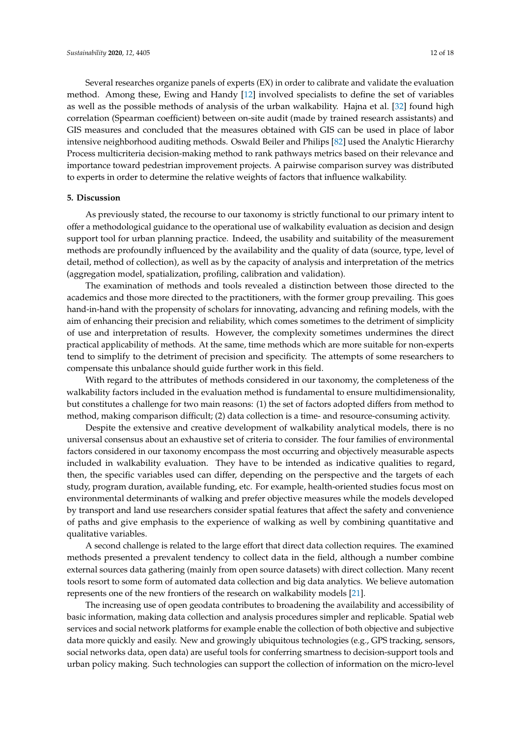Several researches organize panels of experts (EX) in order to calibrate and validate the evaluation method. Among these, Ewing and Handy [12] involved specialists to define the set of variables as well as the possible methods of analysis of the urban walkability. Hajna et al. [32] found high correlation (Spearman coefficient) between on-site audit (made by trained research assistants) and GIS measures and concluded that the measures obtained with GIS can be used in place of labor intensive neighborhood auditing methods. Oswald Beiler and Philips [82] used the Analytic Hierarchy Process multicriteria decision-making method to rank pathways metrics based on their relevance and importance toward pedestrian improvement projects. A pairwise comparison survey was distributed to experts in order to determine the relative weights of factors that influence walkability.

## 5. Discussion

As previously stated, the recourse to our taxonomy is strictly functional to our primary intent to offer a methodological guidance to the operational use of walkability evaluation as decision and design support tool for urban planning practice. Indeed, the usability and suitability of the measurement methods are profoundly influenced by the availability and the quality of data (source, type, level of detail, method of collection), as well as by the capacity of analysis and interpretation of the metrics (aggregation model, spatialization, profiling, calibration and validation).

The examination of methods and tools revealed a distinction between those directed to the academics and those more directed to the practitioners, with the former group prevailing. This goes hand-in-hand with the propensity of scholars for innovating, advancing and refining models, with the aim of enhancing their precision and reliability, which comes sometimes to the detriment of simplicity of use and interpretation of results. However, the complexity sometimes undermines the direct practical applicability of methods. At the same, time methods which are more suitable for non-experts tend to simplify to the detriment of precision and specificity. The attempts of some researchers to compensate this unbalance should guide further work in this field.

With regard to the attributes of methods considered in our taxonomy, the completeness of the walkability factors included in the evaluation method is fundamental to ensure multidimensionality, but constitutes a challenge for two main reasons: (1) the set of factors adopted differs from method to method, making comparison difficult; (2) data collection is a time- and resource-consuming activity.

Despite the extensive and creative development of walkability analytical models, there is no universal consensus about an exhaustive set of criteria to consider. The four families of environmental factors considered in our taxonomy encompass the most occurring and objectively measurable aspects included in walkability evaluation. They have to be intended as indicative qualities to regard, then, the specific variables used can differ, depending on the perspective and the targets of each study, program duration, available funding, etc. For example, health-oriented studies focus most on environmental determinants of walking and prefer objective measures while the models developed by transport and land use researchers consider spatial features that affect the safety and convenience of paths and give emphasis to the experience of walking as well by combining quantitative and qualitative variables.

A second challenge is related to the large effort that direct data collection requires. The examined methods presented a prevalent tendency to collect data in the field, although a number combine external sources data gathering (mainly from open source datasets) with direct collection. Many recent tools resort to some form of automated data collection and big data analytics. We believe automation represents one of the new frontiers of the research on walkability models [21].

The increasing use of open geodata contributes to broadening the availability and accessibility of basic information, making data collection and analysis procedures simpler and replicable. Spatial web services and social network platforms for example enable the collection of both objective and subjective data more quickly and easily. New and growingly ubiquitous technologies (e.g., GPS tracking, sensors, social networks data, open data) are useful tools for conferring smartness to decision-support tools and urban policy making. Such technologies can support the collection of information on the micro-level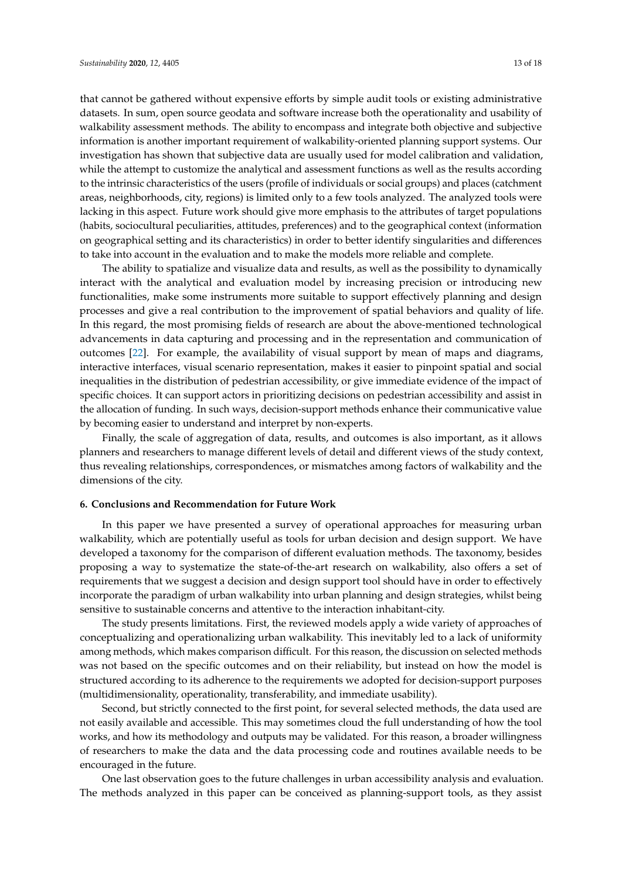that cannot be gathered without expensive efforts by simple audit tools or existing administrative datasets. In sum, open source geodata and software increase both the operationality and usability of walkability assessment methods. The ability to encompass and integrate both objective and subjective information is another important requirement of walkability-oriented planning support systems. Our investigation has shown that subjective data are usually used for model calibration and validation, while the attempt to customize the analytical and assessment functions as well as the results according to the intrinsic characteristics of the users (profile of individuals or social groups) and places (catchment areas, neighborhoods, city, regions) is limited only to a few tools analyzed. The analyzed tools were lacking in this aspect. Future work should give more emphasis to the attributes of target populations (habits, sociocultural peculiarities, attitudes, preferences) and to the geographical context (information on geographical setting and its characteristics) in order to better identify singularities and differences to take into account in the evaluation and to make the models more reliable and complete.

The ability to spatialize and visualize data and results, as well as the possibility to dynamically interact with the analytical and evaluation model by increasing precision or introducing new functionalities, make some instruments more suitable to support effectively planning and design processes and give a real contribution to the improvement of spatial behaviors and quality of life. In this regard, the most promising fields of research are about the above-mentioned technological advancements in data capturing and processing and in the representation and communication of outcomes [22]. For example, the availability of visual support by mean of maps and diagrams, interactive interfaces, visual scenario representation, makes it easier to pinpoint spatial and social inequalities in the distribution of pedestrian accessibility, or give immediate evidence of the impact of specific choices. It can support actors in prioritizing decisions on pedestrian accessibility and assist in the allocation of funding. In such ways, decision-support methods enhance their communicative value by becoming easier to understand and interpret by non-experts.

Finally, the scale of aggregation of data, results, and outcomes is also important, as it allows planners and researchers to manage different levels of detail and different views of the study context, thus revealing relationships, correspondences, or mismatches among factors of walkability and the dimensions of the city.

## 6. Conclusions and Recommendation for Future Work

In this paper we have presented a survey of operational approaches for measuring urban walkability, which are potentially useful as tools for urban decision and design support. We have developed a taxonomy for the comparison of different evaluation methods. The taxonomy, besides proposing a way to systematize the state-of-the-art research on walkability, also offers a set of requirements that we suggest a decision and design support tool should have in order to effectively incorporate the paradigm of urban walkability into urban planning and design strategies, whilst being sensitive to sustainable concerns and attentive to the interaction inhabitant-city.

The study presents limitations. First, the reviewed models apply a wide variety of approaches of conceptualizing and operationalizing urban walkability. This inevitably led to a lack of uniformity among methods, which makes comparison difficult. For this reason, the discussion on selected methods was not based on the specific outcomes and on their reliability, but instead on how the model is structured according to its adherence to the requirements we adopted for decision-support purposes (multidimensionality, operationality, transferability, and immediate usability).

Second, but strictly connected to the first point, for several selected methods, the data used are not easily available and accessible. This may sometimes cloud the full understanding of how the tool works, and how its methodology and outputs may be validated. For this reason, a broader willingness of researchers to make the data and the data processing code and routines available needs to be encouraged in the future.

One last observation goes to the future challenges in urban accessibility analysis and evaluation. The methods analyzed in this paper can be conceived as planning-support tools, as they assist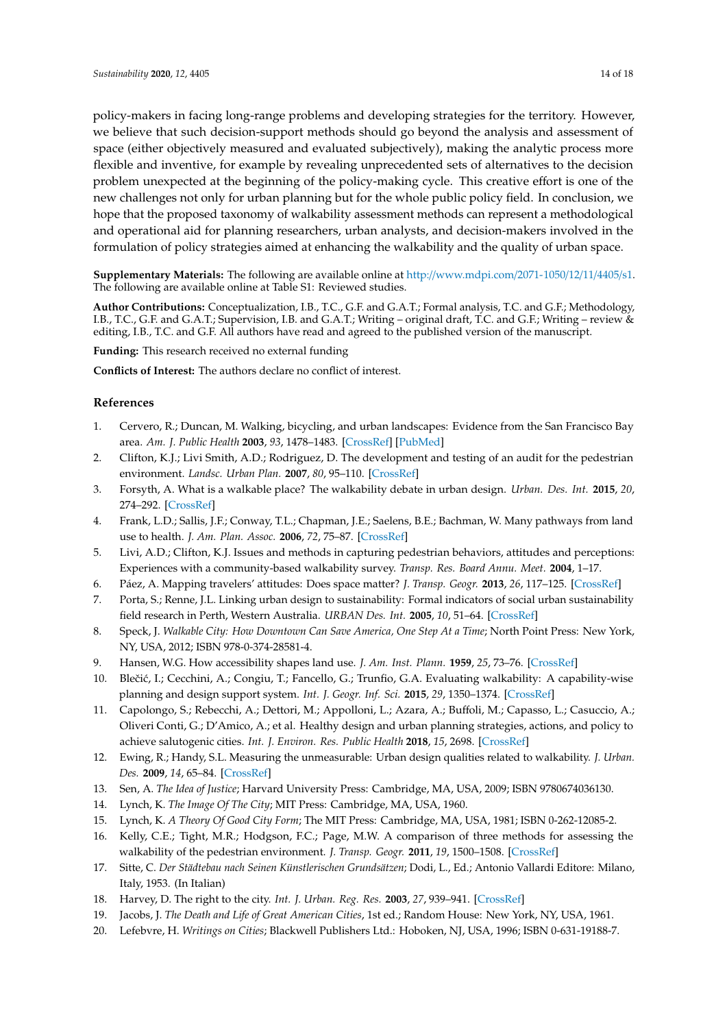policy-makers in facing long-range problems and developing strategies for the territory. However, we believe that such decision-support methods should go beyond the analysis and assessment of space (either objectively measured and evaluated subjectively), making the analytic process more flexible and inventive, for example by revealing unprecedented sets of alternatives to the decision problem unexpected at the beginning of the policy-making cycle. This creative effort is one of the new challenges not only for urban planning but for the whole public policy field. In conclusion, we hope that the proposed taxonomy of walkability assessment methods can represent a methodological and operational aid for planning researchers, urban analysts, and decision-makers involved in the formulation of policy strategies aimed at enhancing the walkability and the quality of urban space.

**Supplementary Materials:** The following are available online at http://www.mdpi.com/2071-1050/12/11/4405/s1. The following are available online at Table S1: Reviewed studies.

**Author Contributions:** Conceptualization, I.B., T.C., G.F. and G.A.T.; Formal analysis, T.C. and G.F.; Methodology, I.B., T.C., G.F. and G.A.T.; Supervision, I.B. and G.A.T.; Writing – original draft, T.C. and G.F.; Writing – review & editing, I.B., T.C. and G.F. All authors have read and agreed to the published version of the manuscript.

**Funding:** This research received no external funding

**Conflicts of Interest:** The authors declare no conflict of interest.

## References

1. Cervero, R.; Duncan, M. Walking, bicycling, and urban landscapes: Evidence from the San Francisco Bay area. *Am. J. Public Health* **2003**, *93*, 1478–1483. [CrossRef] [PubMed]
2. Clifton, K.J.; Livi Smith, A.D.; Rodriguez, D. The development and testing of an audit for the pedestrian environment. *Landsc. Urban Plan.* **2007**, *80*, 95–110. [CrossRef]
3. Forsyth, A. What is a walkable place? The walkability debate in urban design. *Urban. Des. Int.* **2015**, *20*, 274–292. [CrossRef]
4. Frank, L.D.; Sallis, J.F.; Conway, T.L.; Chapman, J.E.; Saelens, B.E.; Bachman, W. Many pathways from land use to health. *J. Am. Plan. Assoc.* **2006**, *72*, 75–87. [CrossRef]
5. Livi, A.D.; Clifton, K.J. Issues and methods in capturing pedestrian behaviors, attitudes and perceptions: Experiences with a community-based walkability survey. *Transp. Res. Board Annu. Meet.* **2004**, 1–17.
6. Páez, A. Mapping travelers' attitudes: Does space matter? *J. Transp. Geogr.* **2013**, *26*, 117–125. [CrossRef]
7. Porta, S.; Renne, J.L. Linking urban design to sustainability: Formal indicators of social urban sustainability field research in Perth, Western Australia. *URBAN Des. Int.* **2005**, *10*, 51–64. [CrossRef]
8. Speck, J. *Walkable City: How Downtown Can Save America, One Step At a Time*; North Point Press: New York, NY, USA, 2012; ISBN 978-0-374-28581-4.
9. Hansen, W.G. How accessibility shapes land use. *J. Am. Inst. Plann.* **1959**, *25*, 73–76. [CrossRef]
10. Blečić, I.; Cecchini, A.; Congiu, T.; Fancello, G.; Trunfio, G.A. Evaluating walkability: A capability-wise planning and design support system. *Int. J. Geogr. Inf. Sci.* **2015**, *29*, 1350–1374. [CrossRef]
11. Capolongo, S.; Rebecchi, A.; Dettori, M.; Appolloni, L.; Azara, A.; Buffoli, M.; Capasso, L.; Casuccio, A.; Oliveri Conti, G.; D'Amico, A.; et al. Healthy design and urban planning strategies, actions, and policy to achieve salutogenic cities. *Int. J. Environ. Res. Public Health* **2018**, *15*, 2698. [CrossRef]
12. Ewing, R.; Handy, S.L. Measuring the unmeasurable: Urban design qualities related to walkability. *J. Urban. Des.* **2009**, *14*, 65–84. [CrossRef]
13. Sen, A. *The Idea of Justice*; Harvard University Press: Cambridge, MA, USA, 2009; ISBN 9780674036130.
14. Lynch, K. *The Image Of The City*; MIT Press: Cambridge, MA, USA, 1960.
15. Lynch, K. *A Theory Of Good City Form*; The MIT Press: Cambridge, MA, USA, 1981; ISBN 0-262-12085-2.
16. Kelly, C.E.; Tight, M.R.; Hodgson, F.C.; Page, M.W. A comparison of three methods for assessing the walkability of the pedestrian environment. *J. Transp. Geogr.* **2011**, *19*, 1500–1508. [CrossRef]
17. Sitte, C. *Der Städtebau nach Seinen Künstlerischen Grundsätzen*; Dodi, L., Ed.; Antonio Vallardi Editore: Milano, Italy, 1953. (In Italian)
18. Harvey, D. The right to the city. *Int. J. Urban. Reg. Res.* **2003**, *27*, 939–941. [CrossRef]
19. Jacobs, J. *The Death and Life of Great American Cities*, 1st ed.; Random House: New York, NY, USA, 1961.
20. Lefebvre, H. *Writings on Cities*; Blackwell Publishers Ltd.: Hoboken, NJ, USA, 1996; ISBN 0-631-19188-7.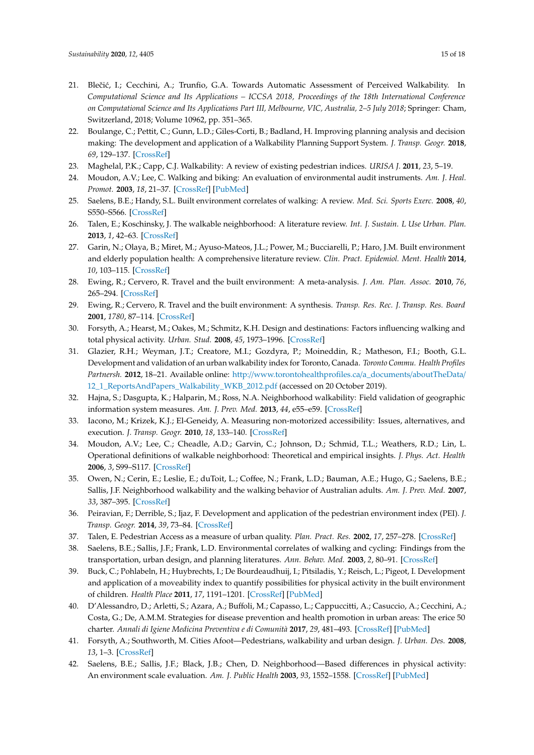21. Blečić, I.; Cecchini, A.; Trunfio, G.A. Towards Automatic Assessment of Perceived Walkability. In *Computational Science and Its Applications – ICCSA 2018, Proceedings of the 18th International Conference on Computational Science and Its Applications Part III, Melbourne, VIC, Australia, 2–5 July 2018*; Springer: Cham, Switzerland, 2018; Volume 10962, pp. 351–365.
22. Boulange, C.; Pettit, C.; Gunn, L.D.; Giles-Corti, B.; Badland, H. Improving planning analysis and decision making: The development and application of a Walkability Planning Support System. *J. Transp. Geogr.* **2018**, *69*, 129–137. [CrossRef]
23. Maghelal, P.K.; Capp, C.J. Walkability: A review of existing pedestrian indices. *URISA J.* **2011**, *23*, 5–19.
24. Moudon, A.V.; Lee, C. Walking and biking: An evaluation of environmental audit instruments. *Am. J. Heal. Promot.* **2003**, *18*, 21–37. [CrossRef] [PubMed]
25. Saelens, B.E.; Handy, S.L. Built environment correlates of walking: A review. *Med. Sci. Sports Exerc.* **2008**, *40*, S550–S566. [CrossRef]
26. Talen, E.; Koschinsky, J. The walkable neighborhood: A literature review. *Int. J. Sustain. L Use Urban. Plan.* **2013**, *1*, 42–63. [CrossRef]
27. Garin, N.; Olaya, B.; Miret, M.; Ayuso-Mateos, J.L.; Power, M.; Bucciarelli, P.; Haro, J.M. Built environment and elderly population health: A comprehensive literature review. *Clin. Pract. Epidemiol. Ment. Health* **2014**, *10*, 103–115. [CrossRef]
28. Ewing, R.; Cervero, R. Travel and the built environment: A meta-analysis. *J. Am. Plan. Assoc.* **2010**, *76*, 265–294. [CrossRef]
29. Ewing, R.; Cervero, R. Travel and the built environment: A synthesis. *Transp. Res. Rec. J. Transp. Res. Board* **2001**, *1780*, 87–114. [CrossRef]
30. Forsyth, A.; Hearst, M.; Oakes, M.; Schmitz, K.H. Design and destinations: Factors influencing walking and total physical activity. *Urban. Stud.* **2008**, *45*, 1973–1996. [CrossRef]
31. Glazier, R.H.; Weyman, J.T.; Creatore, M.I.; Gozdyra, P.; Moineddin, R.; Matheson, F.I.; Booth, G.L. Development and validation of an urban walkability index for Toronto, Canada. *Toronto Commu. Health Profiles Partnersh.* **2012**, 18–21. Available online: http://www.torontohealthprofiles.ca/a_documents/aboutTheData/12_1_ReportsAndPapers_Walkability_WKB_2012.pdf (accessed on 20 October 2019).
32. Hajna, S.; Dasgupta, K.; Halparin, M.; Ross, N.A. Neighborhood walkability: Field validation of geographic information system measures. *Am. J. Prev. Med.* **2013**, *44*, e55–e59. [CrossRef]
33. Iacono, M.; Krizek, K.J.; El-Geneidy, A. Measuring non-motorized accessibility: Issues, alternatives, and execution. *J. Transp. Geogr.* **2010**, *18*, 133–140. [CrossRef]
34. Moudon, A.V.; Lee, C.; Cheadle, A.D.; Garvin, C.; Johnson, D.; Schmid, T.L.; Weathers, R.D.; Lin, L. Operational definitions of walkable neighborhood: Theoretical and empirical insights. *J. Phys. Act. Health* **2006**, *3*, S99–S117. [CrossRef]
35. Owen, N.; Cerin, E.; Leslie, E.; duToit, L.; Coffee, N.; Frank, L.D.; Bauman, A.E.; Hugo, G.; Saelens, B.E.; Sallis, J.F. Neighborhood walkability and the walking behavior of Australian adults. *Am. J. Prev. Med.* **2007**, *33*, 387–395. [CrossRef]
36. Peiravian, F.; Derrible, S.; Ijaz, F. Development and application of the pedestrian environment index (PEI). *J. Transp. Geogr.* **2014**, *39*, 73–84. [CrossRef]
37. Talen, E. Pedestrian Access as a measure of urban quality. *Plan. Pract. Res.* **2002**, *17*, 257–278. [CrossRef]
38. Saelens, B.E.; Sallis, J.F.; Frank, L.D. Environmental correlates of walking and cycling: Findings from the transportation, urban design, and planning literatures. *Ann. Behav. Med.* **2003**, *2*, 80–91. [CrossRef]
39. Buck, C.; Pohlabeln, H.; Huybrechts, I.; De Bourdeaudhuij, I.; Pitsiladis, Y.; Reisch, L.; Pigeot, I. Development and application of a moveability index to quantify possibilities for physical activity in the built environment of children. *Health Place* **2011**, *17*, 1191–1201. [CrossRef] [PubMed]
40. D'Alessandro, D.; Arletti, S.; Azara, A.; Buffoli, M.; Capasso, L.; Cappuccitti, A.; Casuccio, A.; Cecchini, A.; Costa, G.; De, A.M.M. Strategies for disease prevention and health promotion in urban areas: The erice 50 charter. *Annali di Igiene Medicina Preventiva e di Comunità* **2017**, *29*, 481–493. [CrossRef] [PubMed]
41. Forsyth, A.; Southworth, M. Cities Afoot—Pedestrians, walkability and urban design. *J. Urban. Des.* **2008**, *13*, 1–3. [CrossRef]
42. Saelens, B.E.; Sallis, J.F.; Black, J.B.; Chen, D. Neighborhood—Based differences in physical activity: An environment scale evaluation. *Am. J. Public Health* **2003**, *93*, 1552–1558. [CrossRef] [PubMed]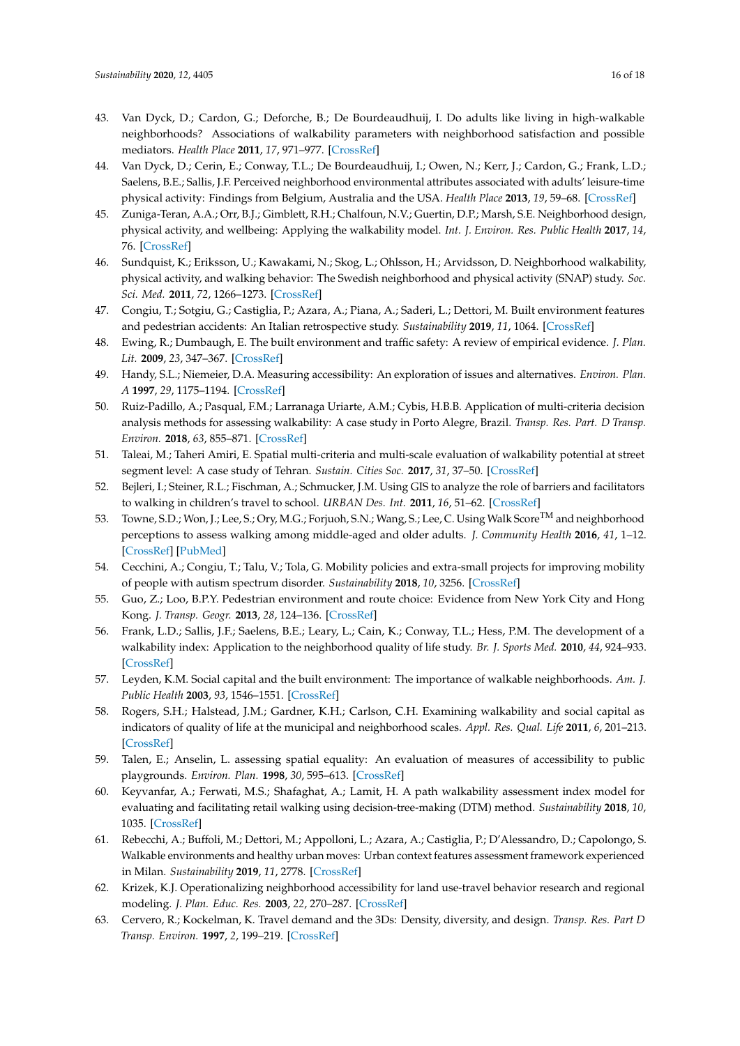43. Van Dyck, D.; Cardon, G.; Deforche, B.; De Bourdeaudhuij, I. Do adults like living in high-walkable neighborhoods? Associations of walkability parameters with neighborhood satisfaction and possible mediators. *Health Place* **2011**, *17*, 971–977. [CrossRef]
44. Van Dyck, D.; Cerin, E.; Conway, T.L.; De Bourdeaudhuij, I.; Owen, N.; Kerr, J.; Cardon, G.; Frank, L.D.; Saelens, B.E.; Sallis, J.F. Perceived neighborhood environmental attributes associated with adults' leisure-time physical activity: Findings from Belgium, Australia and the USA. *Health Place* **2013**, *19*, 59–68. [CrossRef]
45. Zuniga-Teran, A.A.; Orr, B.J.; Gimblett, R.H.; Chalfoun, N.V.; Guertin, D.P.; Marsh, S.E. Neighborhood design, physical activity, and wellbeing: Applying the walkability model. *Int. J. Environ. Res. Public Health* **2017**, *14*, 76. [CrossRef]
46. Sundquist, K.; Eriksson, U.; Kawakami, N.; Skog, L.; Ohlsson, H.; Arvidsson, D. Neighborhood walkability, physical activity, and walking behavior: The Swedish neighborhood and physical activity (SNAP) study. *Soc. Sci. Med.* **2011**, *72*, 1266–1273. [CrossRef]
47. Congiu, T.; Sotgiu, G.; Castiglia, P.; Azara, A.; Piana, A.; Saderi, L.; Dettori, M. Built environment features and pedestrian accidents: An Italian retrospective study. *Sustainability* **2019**, *11*, 1064. [CrossRef]
48. Ewing, R.; Dumbaugh, E. The built environment and traffic safety: A review of empirical evidence. *J. Plan. Lit.* **2009**, *23*, 347–367. [CrossRef]
49. Handy, S.L.; Niemeier, D.A. Measuring accessibility: An exploration of issues and alternatives. *Environ. Plan. A* **1997**, *29*, 1175–1194. [CrossRef]
50. Ruiz-Padillo, A.; Pasqual, F.M.; Larranaga Uriarte, A.M.; Cybis, H.B.B. Application of multi-criteria decision analysis methods for assessing walkability: A case study in Porto Alegre, Brazil. *Transp. Res. Part. D Transp. Environ.* **2018**, *63*, 855–871. [CrossRef]
51. Taleai, M.; Taheri Amiri, E. Spatial multi-criteria and multi-scale evaluation of walkability potential at street segment level: A case study of Tehran. *Sustain. Cities Soc.* **2017**, *31*, 37–50. [CrossRef]
52. Bejleri, I.; Steiner, R.L.; Fischman, A.; Schmucker, J.M. Using GIS to analyze the role of barriers and facilitators to walking in children's travel to school. *URBAN Des. Int.* **2011**, *16*, 51–62. [CrossRef]
53. Towne, S.D.; Won, J.; Lee, S.; Ory, M.G.; Forjuoh, S.N.; Wang, S.; Lee, C. Using Walk Score™ and neighborhood perceptions to assess walking among middle-aged and older adults. *J. Community Health* **2016**, *41*, 1–12. [CrossRef] [PubMed]
54. Cecchini, A.; Congiu, T.; Talu, V.; Tola, G. Mobility policies and extra-small projects for improving mobility of people with autism spectrum disorder. *Sustainability* **2018**, *10*, 3256. [CrossRef]
55. Guo, Z.; Loo, B.P.Y. Pedestrian environment and route choice: Evidence from New York City and Hong Kong. *J. Transp. Geogr.* **2013**, *28*, 124–136. [CrossRef]
56. Frank, L.D.; Sallis, J.F.; Saelens, B.E.; Leary, L.; Cain, K.; Conway, T.L.; Hess, P.M. The development of a walkability index: Application to the neighborhood quality of life study. *Br. J. Sports Med.* **2010**, *44*, 924–933. [CrossRef]
57. Leyden, K.M. Social capital and the built environment: The importance of walkable neighborhoods. *Am. J. Public Health* **2003**, *93*, 1546–1551. [CrossRef]
58. Rogers, S.H.; Halstead, J.M.; Gardner, K.H.; Carlson, C.H. Examining walkability and social capital as indicators of quality of life at the municipal and neighborhood scales. *Appl. Res. Qual. Life* **2011**, *6*, 201–213. [CrossRef]
59. Talen, E.; Anselin, L. assessing spatial equality: An evaluation of measures of accessibility to public playgrounds. *Environ. Plan.* **1998**, *30*, 595–613. [CrossRef]
60. Keyvanfar, A.; Ferwati, M.S.; Shafaghat, A.; Lamit, H. A path walkability assessment index model for evaluating and facilitating retail walking using decision-tree-making (DTM) method. *Sustainability* **2018**, *10*, 1035. [CrossRef]
61. Rebecchi, A.; Buffoli, M.; Dettori, M.; Appolloni, L.; Azara, A.; Castiglia, P.; D'Alessandro, D.; Capolongo, S. Walkable environments and healthy urban moves: Urban context features assessment framework experienced in Milan. *Sustainability* **2019**, *11*, 2778. [CrossRef]
62. Krizek, K.J. Operationalizing neighborhood accessibility for land use-travel behavior research and regional modeling. *J. Plan. Educ. Res.* **2003**, *22*, 270–287. [CrossRef]
63. Cervero, R.; Kockelman, K. Travel demand and the 3Ds: Density, diversity, and design. *Transp. Res. Part D Transp. Environ.* **1997**, *2*, 199–219. [CrossRef]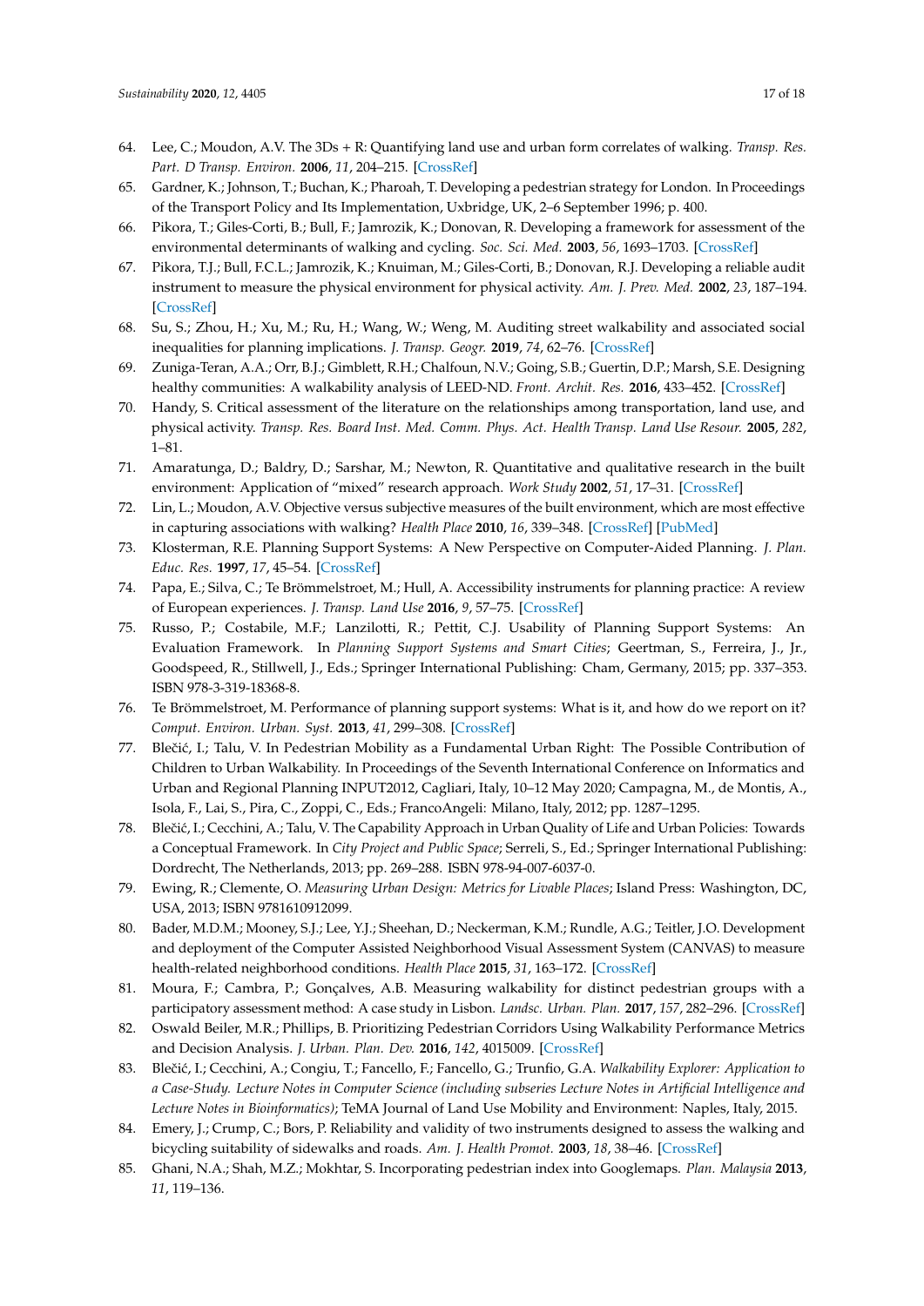64. Lee, C.; Moudon, A.V. The 3Ds + R: Quantifying land use and urban form correlates of walking. *Transp. Res. Part. D Transp. Environ.* **2006**, *11*, 204–215. [CrossRef]
65. Gardner, K.; Johnson, T.; Buchan, K.; Pharoah, T. Developing a pedestrian strategy for London. In Proceedings of the Transport Policy and Its Implementation, Uxbridge, UK, 2–6 September 1996; p. 400.
66. Pikora, T.; Giles-Corti, B.; Bull, F.; Jamrozik, K.; Donovan, R. Developing a framework for assessment of the environmental determinants of walking and cycling. *Soc. Sci. Med.* **2003**, *56*, 1693–1703. [CrossRef]
67. Pikora, T.J.; Bull, F.C.L.; Jamrozik, K.; Knuiman, M.; Giles-Corti, B.; Donovan, R.J. Developing a reliable audit instrument to measure the physical environment for physical activity. *Am. J. Prev. Med.* **2002**, *23*, 187–194. [CrossRef]
68. Su, S.; Zhou, H.; Xu, M.; Ru, H.; Wang, W.; Weng, M. Auditing street walkability and associated social inequalities for planning implications. *J. Transp. Geogr.* **2019**, *74*, 62–76. [CrossRef]
69. Zuniga-Teran, A.A.; Orr, B.J.; Gimblett, R.H.; Chalfoun, N.V.; Going, S.B.; Guertin, D.P.; Marsh, S.E. Designing healthy communities: A walkability analysis of LEED-ND. *Front. Archit. Res.* **2016**, 433–452. [CrossRef]
70. Handy, S. Critical assessment of the literature on the relationships among transportation, land use, and physical activity. *Transp. Res. Board Inst. Med. Comm. Phys. Act. Health Transp. Land Use Resour.* **2005**, *282*, 1–81.
71. Amaratunga, D.; Baldry, D.; Sarshar, M.; Newton, R. Quantitative and qualitative research in the built environment: Application of "mixed" research approach. *Work Study* **2002**, *51*, 17–31. [CrossRef]
72. Lin, L.; Moudon, A.V. Objective versus subjective measures of the built environment, which are most effective in capturing associations with walking? *Health Place* **2010**, *16*, 339–348. [CrossRef] [PubMed]
73. Klosterman, R.E. Planning Support Systems: A New Perspective on Computer-Aided Planning. *J. Plan. Educ. Res.* **1997**, *17*, 45–54. [CrossRef]
74. Papa, E.; Silva, C.; Te Brömmelstroet, M.; Hull, A. Accessibility instruments for planning practice: A review of European experiences. *J. Transp. Land Use* **2016**, *9*, 57–75. [CrossRef]
75. Russo, P.; Costabile, M.F.; Lanzilotti, R.; Pettit, C.J. Usability of Planning Support Systems: An Evaluation Framework. In *Planning Support Systems and Smart Cities*; Geertman, S., Ferreira, J., Jr., Goodspeed, R., Stillwell, J., Eds.; Springer International Publishing: Cham, Germany, 2015; pp. 337–353. ISBN 978-3-319-18368-8.
76. Te Brömmelstroet, M. Performance of planning support systems: What is it, and how do we report on it? *Comput. Environ. Urban. Syst.* **2013**, *41*, 299–308. [CrossRef]
77. Blečić, I.; Talu, V. In Pedestrian Mobility as a Fundamental Urban Right: The Possible Contribution of Children to Urban Walkability. In Proceedings of the Seventh International Conference on Informatics and Urban and Regional Planning INPUT2012, Cagliari, Italy, 10–12 May 2020; Campagna, M., de Montis, A., Isola, F., Lai, S., Pira, C., Zoppi, C., Eds.; FrancoAngeli: Milano, Italy, 2012; pp. 1287–1295.
78. Blečić, I.; Cecchini, A.; Talu, V. The Capability Approach in Urban Quality of Life and Urban Policies: Towards a Conceptual Framework. In *City Project and Public Space*; Serreli, S., Ed.; Springer International Publishing: Dordrecht, The Netherlands, 2013; pp. 269–288. ISBN 978-94-007-6037-0.
79. Ewing, R.; Clemente, O. *Measuring Urban Design: Metrics for Livable Places*; Island Press: Washington, DC, USA, 2013; ISBN 9781610912099.
80. Bader, M.D.M.; Mooney, S.J.; Lee, Y.J.; Sheehan, D.; Neckerman, K.M.; Rundle, A.G.; Teitler, J.O. Development and deployment of the Computer Assisted Neighborhood Visual Assessment System (CANVAS) to measure health-related neighborhood conditions. *Health Place* **2015**, *31*, 163–172. [CrossRef]
81. Moura, F.; Cambra, P.; Gonçalves, A.B. Measuring walkability for distinct pedestrian groups with a participatory assessment method: A case study in Lisbon. *Landsc. Urban. Plan.* **2017**, *157*, 282–296. [CrossRef]
82. Oswald Beiler, M.R.; Phillips, B. Prioritizing Pedestrian Corridors Using Walkability Performance Metrics and Decision Analysis. *J. Urban. Plan. Dev.* **2016**, *142*, 4015009. [CrossRef]
83. Blečić, I.; Cecchini, A.; Congiu, T.; Fancello, F.; Fancello, G.; Trunfio, G.A. *Walkability Explorer: Application to a Case-Study. Lecture Notes in Computer Science (including subseries Lecture Notes in Artificial Intelligence and Lecture Notes in Bioinformatics)*; TeMA Journal of Land Use Mobility and Environment: Naples, Italy, 2015.
84. Emery, J.; Crump, C.; Bors, P. Reliability and validity of two instruments designed to assess the walking and bicycling suitability of sidewalks and roads. *Am. J. Health Promot.* **2003**, *18*, 38–46. [CrossRef]
85. Ghani, N.A.; Shah, M.Z.; Mokhtar, S. Incorporating pedestrian index into Googlemaps. *Plan. Malaysia* **2013**, *11*, 119–136.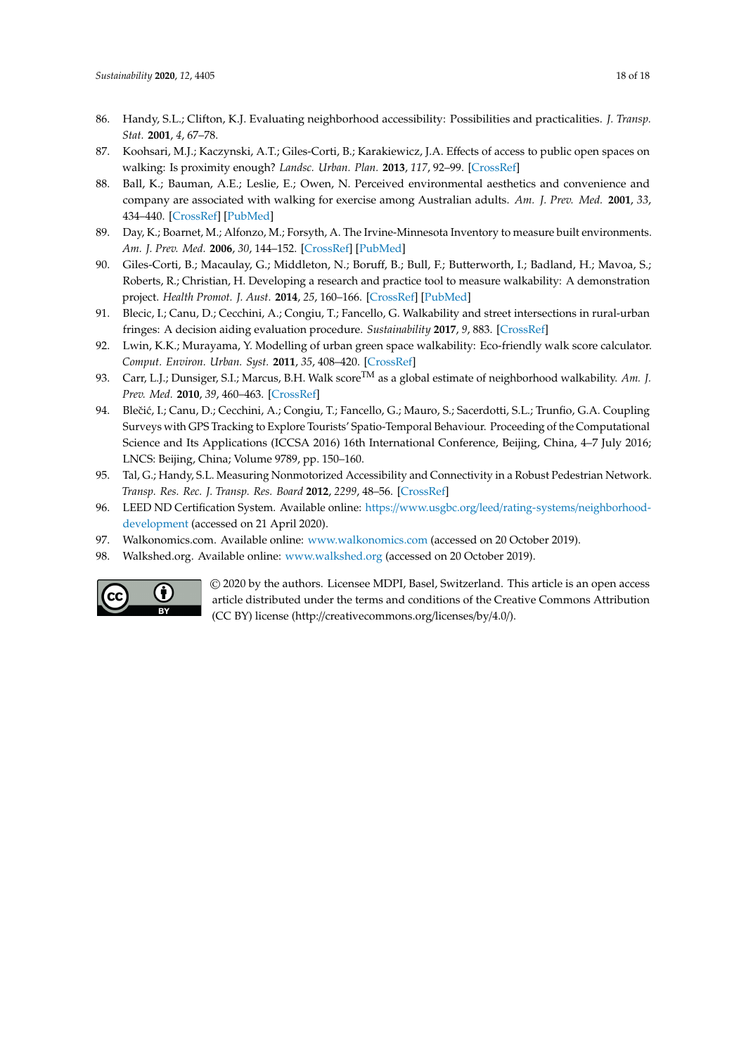86. Handy, S.L.; Clifton, K.J. Evaluating neighborhood accessibility: Possibilities and practicalities. *J. Transp. Stat.* **2001**, *4*, 67–78.
87. Koohsari, M.J.; Kaczynski, A.T.; Giles-Corti, B.; Karakiewicz, J.A. Effects of access to public open spaces on walking: Is proximity enough? *Landsc. Urban. Plan.* **2013**, *117*, 92–99. [CrossRef]
88. Ball, K.; Bauman, A.E.; Leslie, E.; Owen, N. Perceived environmental aesthetics and convenience and company are associated with walking for exercise among Australian adults. *Am. J. Prev. Med.* **2001**, *33*, 434–440. [CrossRef] [PubMed]
89. Day, K.; Boarnet, M.; Alfonzo, M.; Forsyth, A. The Irvine-Minnesota Inventory to measure built environments. *Am. J. Prev. Med.* **2006**, *30*, 144–152. [CrossRef] [PubMed]
90. Giles-Corti, B.; Macaulay, G.; Middleton, N.; Boruff, B.; Bull, F.; Butterworth, I.; Badland, H.; Mavoa, S.; Roberts, R.; Christian, H. Developing a research and practice tool to measure walkability: A demonstration project. *Health Promot. J. Aust.* **2014**, *25*, 160–166. [CrossRef] [PubMed]
91. Blecic, I.; Canu, D.; Cecchini, A.; Congiu, T.; Fancello, G. Walkability and street intersections in rural-urban fringes: A decision aiding evaluation procedure. *Sustainability* **2017**, *9*, 883. [CrossRef]
92. Lwin, K.K.; Murayama, Y. Modelling of urban green space walkability: Eco-friendly walk score calculator. *Comput. Environ. Urban. Syst.* **2011**, *35*, 408–420. [CrossRef]
93. Carr, L.J.; Dunsiger, S.I.; Marcus, B.H. Walk score$^{TM}$ as a global estimate of neighborhood walkability. *Am. J. Prev. Med.* **2010**, *39*, 460–463. [CrossRef]
94. Blečić, I.; Canu, D.; Cecchini, A.; Congiu, T.; Fancello, G.; Mauro, S.; Sacerdotti, S.L.; Trunfio, G.A. Coupling Surveys with GPS Tracking to Explore Tourists' Spatio-Temporal Behaviour. Proceeding of the Computational Science and Its Applications (ICCSA 2016) 16th International Conference, Beijing, China, 4–7 July 2016; LNCS: Beijing, China; Volume 9789, pp. 150–160.
95. Tal, G.; Handy, S.L. Measuring Nonmotorized Accessibility and Connectivity in a Robust Pedestrian Network. *Transp. Res. Rec. J. Transp. Res. Board* **2012**, *2299*, 48–56. [CrossRef]
96. LEED ND Certification System. Available online: https://www.usgbc.org/leed/rating-systems/neighborhood-development (accessed on 21 April 2020).
97. Walkonomics.com. Available online: www.walkonomics.com (accessed on 20 October 2019).
98. Walkshed.org. Available online: www.walkshed.org (accessed on 20 October 2019).

© 2020 by the authors. Licensee MDPI, Basel, Switzerland. This article is an open access article distributed under the terms and conditions of the Creative Commons Attribution (CC BY) license (http://creativecommons.org/licenses/by/4.0/).